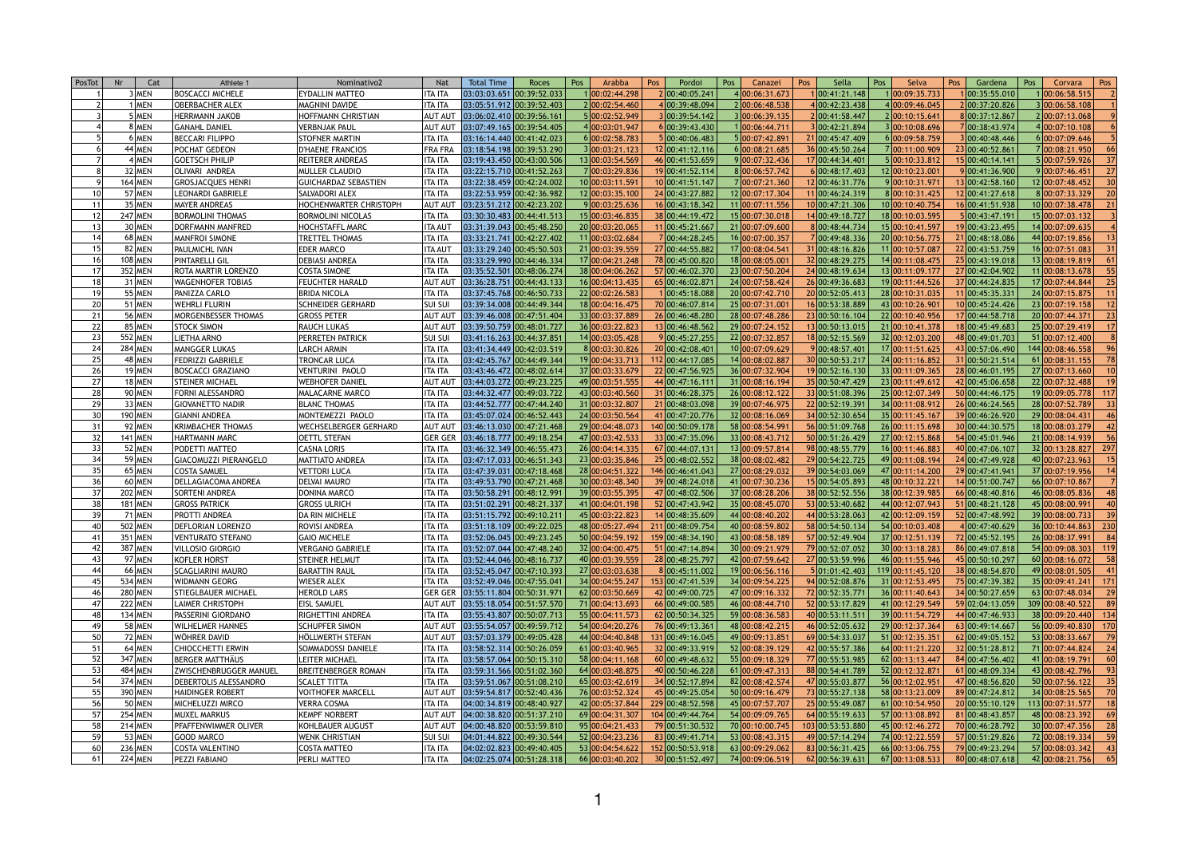| PosTot | Nr | Cat | Athlete 1 | Nominativo2 | Nat | Total Time | Roces | Pos | Arabba | Pos | Pordoi | Pos | Canazei | Pos | Sella | Pos | Selva | Pos | Gardena | Pos | Corvara | Pos |
|---|---|---|---|---|---|---|---|---|---|---|---|---|---|---|---|---|---|---|---|---|---|---|
| 1 | 3 | MEN | BOSCACCI MICHELE | EYDALLIN MATTEO | ITA ITA | 03:03:03.651 | 00:39:52.033 | 1 | 00:02:44.298 | 2 | 00:40:05.241 | 4 | 00:06:31.673 | 1 | 00:41:21.148 | 1 | 00:09:35.733 | 1 | 00:35:55.010 | 1 | 00:06:58.515 | 2 |
| 2 | 1 | MEN | OBERBACHER ALEX | MAGNINI DAVIDE | ITA ITA | 03:05:51.912 | 00:39:52.403 | 2 | 00:02:54.460 | 4 | 00:39:48.094 | 2 | 00:06:48.538 | 4 | 00:42:23.438 | 4 | 00:09:46.045 | 2 | 00:37:20.826 | 3 | 00:06:58.108 | 1 |
| 3 | 5 | MEN | HERRMANN JAKOB | HOFFMANN CHRISTIAN | AUT AUT | 03:06:02.410 | 00:39:56.161 | 5 | 00:02:52.949 | 3 | 00:39:54.142 | 3 | 00:06:39.135 | 2 | 00:41:58.447 | 2 | 00:10:15.641 | 8 | 00:37:12.867 | 2 | 00:07:13.068 | 9 |
| 4 | 8 | MEN | GANAHL DANIEL | VERBNJAK PAUL | AUT AUT | 03:07:49.165 | 00:39:54.405 | 4 | 00:03:01.947 | 6 | 00:39:43.430 | 1 | 00:06:44.711 | 3 | 00:42:21.894 | 3 | 00:10:08.696 | 7 | 00:38:43.974 | 4 | 00:07:10.108 | 6 |
| 5 | 6 | MEN | BECCARI FILIPPO | STOFNER MARTIN | ITA ITA | 03:16:14.440 | 00:41:42.023 | 6 | 00:02:58.783 | 5 | 00:40:06.483 | 5 | 00:07:42.891 | 21 | 00:45:47.409 | 6 | 00:09:58.759 | 3 | 00:40:48.446 | 6 | 00:07:09.646 | 5 |
| 6 | 44 | MEN | POCHAT GEDEON | D'HAENE FRANCIOS | FRA FRA | 03:18:54.198 | 00:39:53.290 | 3 | 00:03:21.123 | 12 | 00:41:12.116 | 6 | 00:08:21.685 | 36 | 00:45:50.264 | 7 | 00:11:00.909 | 23 | 00:40:52.861 | 7 | 00:08:21.950 | 66 |
| 7 | 4 | MEN | GOETSCH PHILIP | REITERER ANDREAS | ITA ITA | 03:19:43.450 | 00:43:00.506 | 13 | 00:03:54.569 | 46 | 00:41:53.659 | 9 | 00:07:32.436 | 17 | 00:44:34.401 | 5 | 00:10:33.812 | 15 | 00:40:14.141 | 5 | 00:07:59.926 | 37 |
| 8 | 32 | MEN | OLIVARI ANDREA | MULLER CLAUDIO | ITA ITA | 03:22:15.710 | 00:41:52.263 | 7 | 00:03:29.836 | 19 | 00:41:52.114 | 8 | 00:06:57.742 | 6 | 00:48:17.403 | 12 | 00:10:23.001 | 9 | 00:41:36.900 | 9 | 00:07:46.451 | 27 |
| 9 | 164 | MEN | GROSJACQUES HENRI | GUICHARDAZ SEBASTIEN | ITA ITA | 03:22:38.459 | 00:42:24.002 | 10 | 00:03:11.591 | 10 | 00:41:51.147 | 7 | 00:07:21.360 | 12 | 00:46:31.776 | 9 | 00:10:31.971 | 13 | 00:42:58.160 | 12 | 00:07:48.452 | 30 |
| 10 | 57 | MEN | LEONARDI GABRIELE | SALVADORI ALEX | ITA ITA | 03:22:53.959 | 00:42:36.982 | 12 | 00:03:35.100 | 24 | 00:43:27.882 | 12 | 00:07:17.304 | 11 | 00:46:24.319 | 8 | 00:10:31.425 | 12 | 00:41:27.618 | 8 | 00:07:33.329 | 20 |
| 11 | 35 | MEN | MAYER ANDREAS | HOCHENWARTER CHRISTOPH | AUT AUT | 03:23:51.212 | 00:42:23.202 | 9 | 00:03:25.636 | 16 | 00:43:18.342 | 11 | 00:07:11.556 | 10 | 00:47:21.306 | 10 | 00:10:40.754 | 16 | 00:41:51.938 | 10 | 00:07:38.478 | 21 |
| 12 | 247 | MEN | BORMOLINI THOMAS | BORMOLINI NICOLAS | ITA ITA | 03:30:30.483 | 00:44:41.513 | 15 | 00:03:46.835 | 38 | 00:41:19.472 | 15 | 00:07:30.018 | 14 | 00:49:18.727 | 18 | 00:10:03.595 | 5 | 00:43:47.191 | 15 | 00:07:03.132 | 3 |
| 13 | 30 | MEN | DORFMANN MANFRED | HOCHSTAFFL MARC | ITA AUT | 03:31:39.043 | 00:45:48.250 | 20 | 00:03:20.065 | 11 | 00:45:21.667 | 21 | 00:07:09.600 | 8 | 00:48:44.734 | 15 | 00:10:41.597 | 19 | 00:43:23.495 | 14 | 00:07:09.635 | 4 |
| 14 | 68 | MEN | MANFROI SIMONE | TRETTEL THOMAS | ITA ITA | 03:33:21.741 | 00:42:27.402 | 11 | 00:03:02.684 | 7 | 00:44:28.245 | 16 | 00:07:00.357 | 7 | 00:49:48.336 | 20 | 00:10:56.775 | 21 | 00:48:18.086 | 44 | 00:07:19.856 | 13 |
| 15 | 82 | MEN | PAULMICHL IVAN | EDER MARCO | ITA AUT | 03:33:29.240 | 00:45:50.503 | 21 | 00:03:39.559 | 27 | 00:44:55.882 | 17 | 00:08:04.541 | 31 | 00:48:16.826 | 11 | 00:10:57.087 | 22 | 00:43:53.759 | 16 | 00:07:51.083 | 31 |
| 16 | 108 | MEN | PINTARELLI GIL | DEBIASI ANDREA | ITA ITA | 03:33:29.990 | 00:44:46.334 | 17 | 00:04:21.248 | 78 | 00:45:00.820 | 18 | 00:08:05.001 | 32 | 00:48:29.275 | 14 | 00:11:08.475 | 25 | 00:43:19.018 | 13 | 00:08:19.819 | 61 |
| 17 | 352 | MEN | ROTA MARTIR LORENZO | COSTA SIMONE | ITA ITA | 03:35:52.501 | 00:48:06.274 | 38 | 00:04:06.262 | 57 | 00:46:02.370 | 23 | 00:07:50.204 | 24 | 00:48:19.634 | 13 | 00:11:09.177 | 27 | 00:42:04.902 | 11 | 00:08:13.678 | 55 |
| 18 | 31 | MEN | WAGENHOFER TOBIAS | FEUCHTER HARALD | AUT AUT | 03:36:28.751 | 00:44:43.133 | 16 | 00:04:13.435 | 65 | 00:46:02.871 | 24 | 00:07:58.424 | 26 | 00:49:36.683 | 19 | 00:11:44.526 | 37 | 00:44:24.835 | 17 | 00:07:44.844 | 25 |
| 19 | 55 | MEN | PANIZZA CARLO | BRIDA NICOLA | ITA ITA | 03:37:45.768 | 00:46:50.733 | 22 | 00:02:26.583 | 1 | 00:45:18.088 | 20 | 00:07:42.710 | 20 | 00:52:05.413 | 28 | 00:10:31.035 | 11 | 00:45:35.331 | 24 | 00:07:15.875 | 11 |
| 20 | 51 | MEN | WEHRLI FLURIN | SCHNEIDER GERHARD | SUI SUI | 03:39:34.008 | 00:44:49.344 | 18 | 00:04:16.475 | 70 | 00:46:07.814 | 25 | 00:07:31.001 | 16 | 00:53:38.889 | 43 | 00:10:26.901 | 10 | 00:45:24.426 | 23 | 00:07:19.158 | 12 |
| 21 | 56 | MEN | MORGENBESSER THOMAS | GROSS PETER | AUT AUT | 03:39:46.008 | 00:47:51.404 | 33 | 00:03:37.889 | 26 | 00:46:48.280 | 28 | 00:07:48.286 | 23 | 00:50:56.104 | 22 | 00:10:40.956 | 17 | 00:44:58.718 | 20 | 00:07:44.371 | 23 |
| 22 | 85 | MEN | STOCK SIMON | RAUCH LUKAS | AUT AUT | 03:40:50.759 | 00:48:01.727 | 36 | 00:03:22.823 | 13 | 00:46:48.562 | 29 | 00:07:24.152 | 13 | 00:50:13.015 | 21 | 00:10:41.378 | 18 | 00:45:49.683 | 25 | 00:07:29.419 | 17 |
| 23 | 552 | MEN | LIETHA ARNO | PERRETEN PATRICK | SUI SUI | 03:41:16.263 | 00:44:37.851 | 14 | 00:03:05.428 | 9 | 00:45:27.255 | 22 | 00:07:32.857 | 18 | 00:52:15.569 | 32 | 00:12:03.200 | 48 | 00:49:01.703 | 51 | 00:07:12.400 | 8 |
| 24 | 284 | MEN | MANGGER LUKAS | LARCH ARMIN | ITA ITA | 03:41:34.449 | 00:42:03.519 | 8 | 00:03:30.826 | 20 | 00:42:08.401 | 10 | 00:07:09.629 | 9 | 00:48:57.401 | 17 | 00:11:51.625 | 43 | 00:57:06.490 | 144 | 00:08:46.558 | 96 |
| 25 | 48 | MEN | FEDRIZZI GABRIELE | TRONCAR LUCA | ITA ITA | 03:42:45.767 | 00:44:49.344 | 19 | 00:03:34.713 | 112 | 00:44:17.085 | 14 | 00:08:02.887 | 30 | 00:50:53.217 | 24 | 00:11:16.852 | 31 | 00:50:21.514 | 61 | 00:08:31.155 | 78 |
| 26 | 19 | MEN | BOSCACCI GRAZIANO | VENTURINI PAOLO | ITA ITA | 03:43:46.472 | 00:48:02.614 | 37 | 00:03:33.679 | 22 | 00:47:56.925 | 36 | 00:07:32.904 | 19 | 00:52:16.130 | 33 | 00:11:09.365 | 28 | 00:46:01.195 | 27 | 00:07:13.660 | 10 |
| 27 | 18 | MEN | STEINER MICHAEL | WEBHOFER DANIEL | AUT AUT | 03:44:03.272 | 00:49:23.225 | 49 | 00:03:51.555 | 44 | 00:47:16.111 | 31 | 00:08:16.194 | 35 | 00:50:47.429 | 23 | 00:11:49.612 | 42 | 00:45:06.658 | 22 | 00:07:32.488 | 19 |
| 28 | 90 | MEN | FORNI ALESSANDRO | MALACARNE MARCO | ITA ITA | 03:44:32.477 | 00:49:03.722 | 43 | 00:03:40.560 | 31 | 00:46:28.375 | 26 | 00:08:12.122 | 33 | 00:51:08.396 | 25 | 00:12:07.349 | 50 | 00:44:46.175 | 19 | 00:09:05.778 | 117 |
| 29 | 33 | MEN | GIOVANETTO NADIR | BLANC THOMAS | ITA ITA | 03:44:52.777 | 00:47:44.240 | 31 | 00:03:32.807 | 21 | 00:48:03.098 | 39 | 00:07:46.975 | 22 | 00:52:19.391 | 34 | 00:11:08.912 | 26 | 00:46:24.565 | 28 | 00:07:52.789 | 33 |
| 30 | 190 | MEN | GIANNI ANDREA | MONTEMEZZI PAOLO | ITA ITA | 03:45:07.024 | 00:46:52.443 | 24 | 00:03:50.564 | 41 | 00:47:20.776 | 32 | 00:08:16.069 | 34 | 00:52:30.654 | 35 | 00:11:45.167 | 39 | 00:46:26.920 | 29 | 00:08:04.431 | 46 |
| 31 | 92 | MEN | KRIMBACHER THOMAS | WECHSELBERGER GERHARD | AUT AUT | 03:46:13.030 | 00:47:21.468 | 29 | 00:04:48.073 | 140 | 00:50:09.178 | 58 | 00:08:54.991 | 56 | 00:51:09.768 | 26 | 00:11:15.698 | 30 | 00:44:30.575 | 18 | 00:08:03.279 | 42 |
| 32 | 141 | MEN | HARTMANN MARC | OETTL STEFAN | GER GER | 03:46:18.777 | 00:49:18.254 | 47 | 00:03:42.533 | 33 | 00:47:35.096 | 33 | 00:08:43.712 | 50 | 00:51:26.429 | 27 | 00:12:15.868 | 54 | 00:45:01.946 | 21 | 00:08:14.939 | 56 |
| 33 | 52 | MEN | PODETTI MATTEO | CASNA LORIS | ITA ITA | 03:46:32.349 | 00:46:55.473 | 26 | 00:04:14.335 | 67 | 00:44:07.131 | 13 | 00:09:57.814 | 98 | 00:48:55.779 | 16 | 00:11:46.883 | 40 | 00:47:06.107 | 32 | 00:13:28.827 | 297 |
| 34 | 59 | MEN | GIACOMUZZI PIERANGELO | MATTIATO ANDREA | ITA ITA | 03:47:17.033 | 00:46:51.343 | 23 | 00:03:35.846 | 25 | 00:48:02.552 | 38 | 00:08:02.482 | 29 | 00:54:22.725 | 49 | 00:11:08.194 | 24 | 00:47:49.928 | 40 | 00:07:23.963 | 15 |
| 35 | 65 | MEN | COSTA SAMUEL | VETTORI LUCA | ITA ITA | 03:47:39.031 | 00:47:18.468 | 28 | 00:04:51.322 | 146 | 00:46:41.043 | 27 | 00:08:29.032 | 39 | 00:54:03.069 | 47 | 00:11:14.200 | 29 | 00:47:41.941 | 37 | 00:07:19.956 | 14 |
| 36 | 60 | MEN | DELLAGIACOMA ANDREA | DELVAI MAURO | ITA ITA | 03:49:53.790 | 00:47:21.468 | 30 | 00:03:48.340 | 39 | 00:48:24.018 | 41 | 00:07:30.236 | 15 | 00:54:05.893 | 48 | 00:10:32.221 | 14 | 00:51:00.747 | 66 | 00:07:10.867 | 7 |
| 37 | 202 | MEN | SORTENI ANDREA | DONINA MARCO | ITA ITA | 03:50:58.291 | 00:48:12.991 | 39 | 00:03:55.395 | 47 | 00:48:02.506 | 37 | 00:08:28.206 | 38 | 00:52:52.556 | 38 | 00:12:39.985 | 66 | 00:48:40.816 | 46 | 00:08:05.836 | 48 |
| 38 | 181 | MEN | GROSS PATRICK | GROSS ULRICH | ITA ITA | 03:51:02.291 | 00:48:21.337 | 41 | 00:04:01.198 | 52 | 00:47:43.942 | 35 | 00:08:45.070 | 53 | 00:53:40.682 | 44 | 00:12:07.943 | 51 | 00:48:21.128 | 45 | 00:08:00.991 | 40 |
| 39 | 71 | MEN | PROTTI ANDREA | DA RIN MICHELE | ITA ITA | 03:51:15.792 | 00:49:10.211 | 45 | 00:03:22.823 | 14 | 00:48:35.609 | 44 | 00:08:30.202 | 44 | 00:53:28.063 | 42 | 00:12:09.159 | 52 | 00:47:48.992 | 39 | 00:08:00.733 | 39 |
| 40 | 502 | MEN | DEFLORIAN LORENZO | ROVISI ANDREA | ITA ITA | 03:51:18.109 | 00:49:22.025 | 48 | 00:05:27.494 | 211 | 00:48:09.754 | 40 | 00:08:59.802 | 58 | 00:54:50.134 | 54 | 00:10:03.408 | 4 | 00:47:40.629 | 36 | 00:10:44.863 | 230 |
| 41 | 351 | MEN | VENTURATO STEFANO | GAIO MICHELE | ITA ITA | 03:52:06.045 | 00:49:23.245 | 50 | 00:04:59.192 | 159 | 00:48:34.190 | 43 | 00:08:58.189 | 57 | 00:52:49.904 | 37 | 00:12:51.139 | 72 | 00:45:52.195 | 26 | 00:08:37.991 | 84 |
| 42 | 387 | MEN | VILLOSIO GIORGIO | VERGANO GABRIELE | ITA ITA | 03:52:07.044 | 00:47:48.240 | 32 | 00:04:00.475 | 51 | 00:47:14.894 | 30 | 00:09:21.979 | 79 | 00:52:07.052 | 30 | 00:13:18.283 | 86 | 00:49:07.818 | 54 | 00:09:08.303 | 119 |
| 43 | 97 | MEN | KOFLER HORST | STEINER HELMUT | ITA ITA | 03:52:44.046 | 00:48:16.737 | 40 | 00:03:39.559 | 28 | 00:48:25.797 | 42 | 00:07:59.642 | 27 | 00:53:59.996 | 46 | 00:11:55.946 | 45 | 00:50:10.297 | 60 | 00:08:16.072 | 58 |
| 44 | 66 | MEN | SCAGLIARINI MAURO | BARATTIN RAUL | ITA ITA | 03:52:45.047 | 00:47:10.393 | 27 | 00:03:03.638 | 8 | 00:45:11.002 | 19 | 00:06:56.116 | 5 | 01:01:42.403 | 119 | 00:11:45.120 | 38 | 00:48:54.870 | 49 | 00:08:01.505 | 41 |
| 45 | 534 | MEN | WIDMANN GEORG | WIESER ALEX | ITA ITA | 03:52:49.046 | 00:47:55.041 | 34 | 00:04:55.247 | 153 | 00:47:41.539 | 34 | 00:09:54.225 | 94 | 00:52:08.876 | 31 | 00:12:53.495 | 75 | 00:47:39.382 | 35 | 00:09:41.241 | 171 |
| 46 | 280 | MEN | STIEGLBAUER MICHAEL | HEROLD LARS | GER GER | 03:55:11.804 | 00:50:31.971 | 62 | 00:03:50.669 | 42 | 00:49:00.725 | 47 | 00:09:16.332 | 72 | 00:52:35.771 | 36 | 00:11:40.643 | 34 | 00:50:27.659 | 63 | 00:08:04.034 | 29 |
| 47 | 222 | MEN | LAIMER CHRISTOPH | EISL SAMUEL | AUT AUT | 03:55:18.054 | 00:51:57.570 | 71 | 00:04:13.693 | 66 | 00:49:00.585 | 46 | 00:08:44.710 | 52 | 00:53:17.829 | 41 | 00:12:29.549 | 59 | 02:04:13.059 | 309 | 00:08:40.522 | 89 |
| 48 | 134 | MEN | PASSERINI GIORDANO | RIGHETTINI ANDREA | ITA ITA | 03:55:43.807 | 00:50:07.713 | 55 | 00:04:11.573 | 62 | 00:50:34.325 | 59 | 00:08:36.583 | 40 | 00:53:11.511 | 39 | 00:11:54.729 | 44 | 00:47:46.933 | 38 | 00:09:20.440 | 134 |
| 49 | 58 | MEN | WILHELMER HANNES | SCHUPFER SIMON | AUT AUT | 03:55:54.057 | 00:49:59.712 | 54 | 00:04:20.276 | 76 | 00:49:13.361 | 48 | 00:08:42.215 | 46 | 00:52:05.632 | 29 | 00:12:37.364 | 63 | 00:49:14.667 | 56 | 00:09:40.830 | 170 |
| 50 | 72 | MEN | WÖHRER DAVID | HÖLLWERTH STEFAN | AUT AUT | 03:57:03.379 | 00:49:05.428 | 44 | 00:04:40.848 | 131 | 00:49:16.045 | 49 | 00:09:13.851 | 69 | 00:54:33.037 | 51 | 00:12:35.351 | 62 | 00:49:05.152 | 53 | 00:08:33.667 | 79 |
| 51 | 64 | MEN | CHIOCCHETTI ERWIN | SOMMADOSSI DANIELE | ITA ITA | 03:58:52.314 | 00:50:26.059 | 61 | 00:03:40.965 | 32 | 00:49:33.919 | 52 | 00:08:39.129 | 42 | 00:55:57.386 | 64 | 00:11:21.220 | 32 | 00:51:28.812 | 71 | 00:07:44.824 | 24 |
| 52 | 347 | MEN | BERGER MATTHÄUS | LEITER MICHAEL | ITA ITA | 03:58:57.064 | 00:50:15.310 | 58 | 00:04:11.168 | 60 | 00:49:48.632 | 55 | 00:09:18.329 | 77 | 00:55:53.985 | 62 | 00:13:13.447 | 84 | 00:47:56.402 | 41 | 00:08:19.791 | 60 |
| 53 | 484 | MEN | ZWISCHENBRUGGER MANUEL | BREITENBERGER ROMAN | ITA ITA | 03:59:31.566 | 00:51:02.360 | 64 | 00:04:48.875 | 40 | 00:50:46.228 | 61 | 00:09:47.313 | 88 | 00:54:41.789 | 52 | 00:12:32.871 | 61 | 00:48:09.334 | 43 | 00:08:42.796 | 93 |
| 54 | 374 | MEN | DEBERTOLIS ALESSANDRO | SCALET TITTA | ITA ITA | 03:59:51.067 | 00:51:08.210 | 65 | 00:03:42.619 | 34 | 00:52:17.894 | 82 | 00:08:42.574 | 47 | 00:55:03.877 | 56 | 00:12:02.951 | 47 | 00:48:56.820 | 50 | 00:07:56.122 | 35 |
| 55 | 390 | MEN | HAIDINGER ROBERT | VOITHOFER MARCELL | AUT AUT | 03:59:54.817 | 00:52:40.436 | 76 | 00:03:52.324 | 45 | 00:49:25.054 | 50 | 00:09:16.479 | 73 | 00:55:27.138 | 58 | 00:13:23.009 | 89 | 00:47:24.812 | 34 | 00:08:25.565 | 70 |
| 56 | 50 | MEN | MICHELUZZI MIRCO | VERRA COSMA | ITA ITA | 04:00:34.819 | 00:48:40.927 | 42 | 00:05:37.844 | 229 | 00:48:52.598 | 45 | 00:07:57.707 | 25 | 00:55:49.087 | 61 | 00:10:54.950 | 20 | 00:55:10.129 | 113 | 00:07:31.577 | 18 |
| 57 | 254 | MEN | MUXEL MARKUS | KEMPF NORBERT | AUT AUT | 04:00:38.820 | 00:51:37.210 | 69 | 00:04:31.307 | 104 | 00:49:44.764 | 54 | 00:09:09.765 | 64 | 00:55:19.633 | 57 | 00:13:08.892 | 81 | 00:48:43.857 | 48 | 00:08:23.392 | 69 |
| 58 | 214 | MEN | PFAFFENWIMMER OLIVER | KOHLBAUER AUGUST | AUT AUT | 04:00:48.820 | 00:53:59.810 | 95 | 00:04:21.433 | 79 | 00:51:30.532 | 70 | 00:10:00.745 | 103 | 00:53:53.880 | 45 | 00:12:46.272 | 70 | 00:46:28.792 | 30 | 00:07:47.356 | 28 |
| 59 | 53 | MEN | GOOD MARCO | WENK CHRISTIAN | SUI SUI | 04:01:44.822 | 00:49:30.544 | 52 | 00:04:23.236 | 83 | 00:49:41.714 | 53 | 00:08:43.315 | 49 | 00:57:14.294 | 74 | 00:12:22.559 | 57 | 00:51:29.826 | 72 | 00:08:19.334 | 59 |
| 60 | 236 | MEN | COSTA VALENTINO | COSTA MATTEO | ITA ITA | 04:02:02.823 | 00:49:40.405 | 53 | 00:04:54.622 | 152 | 00:50:53.918 | 63 | 00:09:29.062 | 83 | 00:56:31.425 | 66 | 00:13:06.755 | 79 | 00:49:23.294 | 57 | 00:08:03.342 | 43 |
| 61 | 224 | MEN | PEZZI FABIANO | PERLI MATTEO | ITA ITA | 04:02:25.074 | 00:51:28.318 | 66 | 00:03:40.202 | 30 | 00:51:52.497 | 74 | 00:09:06.519 | 62 | 00:56:39.631 | 67 | 00:13:08.533 | 80 | 00:48:07.618 | 42 | 00:08:21.756 | 65 |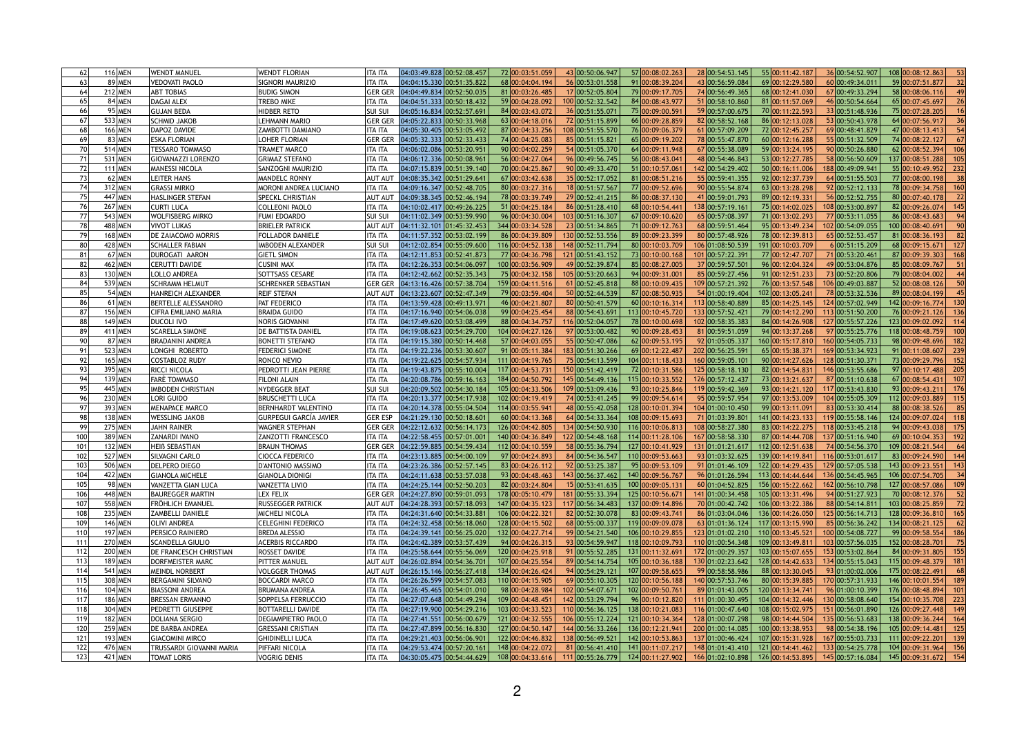| 62 | 116 | MEN | WENDT MANUEL | WENDT FLORIAN | ITA ITA | 04:03:49.828 | 00:52:08.457 | 72 | 00:03:51.059 | 43 | 00:50:06.947 | 57 | 00:08:02.263 | 28 | 00:54:53.145 | 55 | 00:11:42.187 | 36 | 00:54:52.907 | 108 | 00:08:12.863 | 53 |
|---|---|---|---|---|---|---|---|---|---|---|---|---|---|---|---|---|---|---|---|---|---|---|
| 63 | 89 | MEN | VEDOVATI PAOLO | SIGNORI MAURIZIO | ITA ITA | 04:04:15.330 | 00:51:35.822 | 68 | 00:04:04.194 | 56 | 00:53:01.558 | 91 | 00:08:39.204 | 43 | 00:56:59.084 | 69 | 00:12:29.580 | 60 | 00:49:34.011 | 59 | 00:07:51.877 | 32 |
| 64 | 212 | MEN | ABT TOBIAS | BUDIG SIMON | GER GER | 04:04:49.834 | 00:52:50.035 | 81 | 00:03:26.485 | 17 | 00:52:05.804 | 79 | 00:09:17.705 | 74 | 00:56:49.365 | 68 | 00:12:41.030 | 67 | 00:49:33.294 | 58 | 00:08:06.116 | 49 |
| 65 | 84 | MEN | DAGAI ALEX | TREBO MIKE | ITA ITA | 04:04:51.333 | 00:50:18.432 | 59 | 00:04:28.092 | 100 | 00:52:32.542 | 84 | 00:08:43.977 | 51 | 00:58:10.860 | 81 | 00:11:57.069 | 46 | 00:50:54.664 | 65 | 00:07:45.697 | 26 |
| 66 | 95 | MEN | GUJAN BEDA | HIDBER RETO | SUI SUI | 04:05:16.834 | 00:52:57.691 | 84 | 00:03:43.072 | 36 | 00:51:55.071 | 75 | 00:09:00.591 | 59 | 00:57:00.675 | 70 | 00:11:22.593 | 33 | 00:51:48.936 | 75 | 00:07:28.205 | 16 |
| 67 | 533 | MEN | SCHMID JAKOB | LEHMANN MARIO | GER GER | 04:05:22.833 | 00:50:33.968 | 63 | 00:04:18.016 | 72 | 00:51:15.899 | 66 | 00:09:28.859 | 82 | 00:58:52.168 | 86 | 00:12:13.028 | 53 | 00:50:43.978 | 64 | 00:07:56.917 | 36 |
| 68 | 166 | MEN | DAPOZ DAVIDE | ZAMBOTTI DAMIANO | ITA ITA | 04:05:30.405 | 00:53:05.492 | 87 | 00:04:33.256 | 108 | 00:51:55.570 | 76 | 00:09:06.379 | 61 | 00:57:09.209 | 72 | 00:12:45.257 | 69 | 00:48:41.829 | 47 | 00:08:13.413 | 54 |
| 69 | 83 | MEN | ESKA FLORIAN | LOHER FLORIAN | GER GER | 04:05:32.333 | 00:52:33.433 | 74 | 00:04:25.083 | 85 | 00:51:15.821 | 65 | 00:09:19.202 | 78 | 00:55:47.870 | 60 | 00:12:16.288 | 55 | 00:51:32.509 | 74 | 00:08:22.127 | 67 |
| 70 | 514 | MEN | TESSARO TOMMASO | TRAMET MARCO | ITA ITA | 04:06:02.086 | 00:53:20.951 | 90 | 00:04:02.259 | 54 | 00:51:05.370 | 64 | 00:09:11.948 | 67 | 00:55:38.089 | 59 | 00:13:24.195 | 90 | 00:50:26.880 | 62 | 00:08:52.394 | 106 |
| 71 | 531 | MEN | GIOVANAZZI LORENZO | GRIMAZ STEFANO | ITA ITA | 04:06:12.336 | 00:50:08.961 | 56 | 00:04:27.064 | 96 | 00:49:56.745 | 56 | 00:08:43.041 | 48 | 00:54:46.843 | 53 | 00:12:27.785 | 58 | 00:56:50.609 | 137 | 00:08:51.288 | 105 |
| 72 | 111 | MEN | MANESSI NICOLA | SANZOGNI MAURIZIO | ITA ITA | 04:07:15.839 | 00:51:39.140 | 70 | 00:04:25.867 | 90 | 00:49:33.470 | 51 | 00:10:57.061 | 142 | 00:54:29.402 | 50 | 00:16:11.006 | 188 | 00:49:09.941 | 55 | 00:10:49.952 | 232 |
| 73 | 62 | MEN | LEITER HANS | MANDELC RONNY | AUT AUT | 04:08:35.342 | 00:51:29.641 | 67 | 00:03:42.638 | 35 | 00:52:17.052 | 81 | 00:08:51.216 | 55 | 00:59:41.355 | 92 | 00:12:37.739 | 64 | 00:51:55.503 | 77 | 00:08:00.198 | 38 |
| 74 | 312 | MEN | GRASSI MIRKO | MORONI ANDREA LUCIANO | ITA ITA | 04:09:16.347 | 00:52:48.705 | 80 | 00:03:27.316 | 18 | 00:51:57.567 | 77 | 00:09:52.696 | 90 | 00:55:54.874 | 63 | 00:13:28.298 | 92 | 00:52:12.133 | 78 | 00:09:34.758 | 160 |
| 75 | 447 | MEN | HASLINGER STEFAN | SPECKL CHRISTIAN | AUT AUT | 04:09:38.345 | 00:52:46.194 | 78 | 00:03:39.749 | 29 | 00:52:41.215 | 86 | 00:08:37.130 | 41 | 00:59:01.793 | 89 | 00:12:19.331 | 56 | 00:52:52.755 | 80 | 00:07:40.178 | 22 |
| 76 | 267 | MEN | CURTI LUCA | COLLEONI PAOLO | ITA ITA | 04:10:02.417 | 00:49:26.225 | 51 | 00:04:25.184 | 86 | 00:51:28.410 | 68 | 00:10:54.441 | 138 | 00:57:19.161 | 75 | 00:14:02.025 | 108 | 00:53:00.897 | 82 | 00:09:26.074 | 145 |
| 77 | 543 | MEN | WOLFISBERG MIRKO | FUMI EDOARDO | SUI SUI | 04:11:02.349 | 00:53:59.990 | 96 | 00:04:30.004 | 103 | 00:51:16.307 | 67 | 00:09:10.620 | 65 | 00:57:08.397 | 71 | 00:13:02.293 | 77 | 00:53:11.055 | 86 | 00:08:43.683 | 94 |
| 78 | 488 | MEN | VIVOT LUKAS | BRIELER PATRICK | AUT AUT | 04:11:32.101 | 01:45:32.453 | 344 | 00:03:34.528 | 23 | 00:51:34.865 | 71 | 00:09:12.763 | 68 | 00:59:51.464 | 95 | 00:13:49.234 | 102 | 00:54:09.055 | 100 | 00:08:40.691 | 90 |
| 79 | 168 | MEN | DE ZAIACOMO MORRIS | FOLLADOR DANIELE | ITA ITA | 04:11:57.352 | 00:53:02.199 | 86 | 00:04:39.809 | 130 | 00:52:53.556 | 89 | 00:09:23.399 | 80 | 00:57:48.926 | 78 | 00:12:39.813 | 65 | 00:52:53.457 | 81 | 00:08:36.193 | 82 |
| 80 | 428 | MEN | SCHALLER FABIAN | IMBODEN ALEXANDER | SUI SUI | 04:12:02.854 | 00:55:09.600 | 116 | 00:04:52.138 | 148 | 00:52:11.794 | 80 | 00:10:03.709 | 106 | 01:08:50.539 | 191 | 00:10:03.709 | 6 | 00:51:15.209 | 68 | 00:09:15.671 | 127 |
| 81 | 67 | MEN | DUROGATI AARON | GIETL SIMON | ITA ITA | 04:12:11.853 | 00:52:41.873 | 77 | 00:04:36.798 | 121 | 00:51:43.152 | 73 | 00:10:00.168 | 101 | 00:57:22.391 | 77 | 00:12:47.707 | 71 | 00:53:20.461 | 87 | 00:09:39.303 | 168 |
| 82 | 462 | MEN | CERUTTI DAVIDE | CUSINI MAX | ITA ITA | 04:12:26.353 | 00:54:06.097 | 100 | 00:03:56.909 | 49 | 00:52:39.874 | 85 | 00:08:27.005 | 37 | 00:59:57.501 | 96 | 00:12:04.324 | 49 | 00:53:04.876 | 85 | 00:08:09.767 | 51 |
| 83 | 130 | MEN | LOLLO ANDREA | SOTTSASS CESARE | ITA ITA | 04:12:42.662 | 00:52:35.343 | 75 | 00:04:32.158 | 105 | 00:53:20.663 | 94 | 00:09:31.001 | 85 | 00:59:27.456 | 91 | 00:12:51.233 | 73 | 00:52:20.806 | 79 | 00:08:04.002 | 44 |
| 84 | 539 | MEN | SCHRAMM HELMUT | SCHRENKER SEBASTIAN | GER GER | 04:13:16.426 | 00:57:38.704 | 159 | 00:04:11.516 | 61 | 00:52:45.818 | 88 | 00:10:09.435 | 109 | 00:57:21.392 | 76 | 00:13:57.548 | 106 | 00:49:03.887 | 52 | 00:08:08.126 | 50 |
| 85 | 54 | MEN | HANREICH ALEXANDER | REIF STEFAN | AUT AUT | 04:13:23.607 | 00:52:47.349 | 79 | 00:03:59.404 | 50 | 00:52:44.539 | 87 | 00:08:50.935 | 54 | 01:00:19.404 | 102 | 00:13:05.241 | 78 | 00:53:32.536 | 89 | 00:08:04.199 | 45 |
| 86 | 61 | MEN | BERTELLE ALESSANDRO | PAT FEDERICO | ITA ITA | 04:13:59.428 | 00:49:13.971 | 46 | 00:04:21.807 | 80 | 00:50:41.579 | 60 | 00:10:16.314 | 113 | 00:58:40.889 | 85 | 00:14:25.145 | 124 | 00:57:02.949 | 142 | 00:09:16.774 | 130 |
| 87 | 156 | MEN | CIFRA EMILIANO MARIA | BRAIDA GUIDO | ITA ITA | 04:17:16.940 | 00:54:06.038 | 99 | 00:04:25.454 | 88 | 00:54:43.691 | 113 | 00:10:45.720 | 133 | 00:57:52.421 | 79 | 00:14:12.290 | 113 | 00:51:50.200 | 76 | 00:09:21.126 | 136 |
| 88 | 149 | MEN | DUCOLI IVO | NORIS GIOVANNI | ITA ITA | 04:17:49.620 | 00:53:08.499 | 88 | 00:04:34.757 | 116 | 00:52:04.057 | 78 | 00:10:00.698 | 102 | 00:58:35.383 | 84 | 00:14:26.908 | 127 | 00:55:57.226 | 123 | 00:09:02.092 | 114 |
| 89 | 411 | MEN | SCARELLA SIMONE | DE BATTISTA DANIEL | ITA ITA | 04:19:08.623 | 00:54:29.700 | 104 | 00:04:27.126 | 97 | 00:53:00.482 | 90 | 00:09:28.453 | 81 | 00:59:51.059 | 94 | 00:13:37.268 | 97 | 00:55:25.776 | 118 | 00:08:48.759 | 100 |
| 90 | 87 | MEN | BRADANINI ANDREA | BONETTI STEFANO | ITA ITA | 04:19:15.380 | 00:50:14.468 | 57 | 00:04:03.055 | 55 | 00:50:47.086 | 62 | 00:09:53.195 | 92 | 01:05:05.337 | 160 | 00:15:17.810 | 160 | 00:54:05.733 | 98 | 00:09:48.696 | 182 |
| 91 | 523 | MEN | LONGHI ROBERTO | FEDERICI SIMONE | ITA ITA | 04:19:22.236 | 00:53:30.607 | 91 | 00:05:11.384 | 183 | 00:51:30.266 | 69 | 00:12:22.487 | 202 | 00:56:25.591 | 65 | 00:15:38.371 | 169 | 00:53:34.923 | 91 | 00:11:08.607 | 239 |
| 92 | 165 | MEN | COSTABLOZ RUDY | RONCO NEVIO | ITA ITA | 04:19:22.625 | 00:54:57.934 | 111 | 00:04:19.765 | 75 | 00:54:13.599 | 104 | 00:11:18.433 | 160 | 00:59:05.101 | 90 | 00:14:27.626 | 128 | 00:51:30.371 | 73 | 00:09:29.796 | 152 |
| 93 | 395 | MEN | RICCI NICOLA | PEDROTTI JEAN PIERRE | ITA ITA | 04:19:43.875 | 00:55:10.004 | 117 | 00:04:53.731 | 150 | 00:51:42.419 | 72 | 00:10:31.586 | 125 | 00:58:18.130 | 82 | 00:14:54.831 | 146 | 00:53:55.686 | 97 | 00:10:17.488 | 205 |
| 94 | 139 | MEN | FARÈ TOMMASO | FILONI ALAIN | ITA ITA | 04:20:08.786 | 00:59:16.163 | 184 | 00:04:50.792 | 145 | 00:54:49.136 | 115 | 00:10:33.552 | 126 | 00:57:12.437 | 73 | 00:13:21.637 | 87 | 00:51:10.638 | 67 | 00:08:54.431 | 107 |
| 95 | 445 | MEN | IMBODEN CHRISTIAN | NYDEGGER BEAT | SUI SUI | 04:20:09.502 | 00:54:30.184 | 105 | 00:04:33.506 | 109 | 00:53:09.436 | 93 | 00:10:25.846 | 119 | 00:59:42.369 | 93 | 00:14:21.120 | 117 | 00:53:43.830 | 93 | 00:09:43.211 | 176 |
| 96 | 230 | MEN | LORI GUIDO | BRUSCHETTI LUCA | ITA ITA | 04:20:13.377 | 00:54:17.938 | 102 | 00:04:19.419 | 74 | 00:53:41.245 | 99 | 00:09:54.614 | 95 | 00:59:57.954 | 97 | 00:13:53.009 | 104 | 00:55:05.309 | 112 | 00:09:03.889 | 115 |
| 97 | 393 | MEN | MENAPACE MARCO | BERNHARDT VALENTINO | ITA ITA | 04:20:14.378 | 00:55:04.504 | 114 | 00:03:55.941 | 48 | 00:55:42.058 | 128 | 00:10:01.394 | 104 | 01:00:10.450 | 99 | 00:13:11.091 | 83 | 00:53:30.414 | 88 | 00:08:38.526 | 85 |
| 98 | 138 | MEN | WESSLING JAKOB | GURPEGUI GARCÍA JAVIER | GER ESP | 04:21:29.130 | 00:50:18.601 | 60 | 00:04:13.368 | 64 | 00:54:33.364 | 108 | 00:09:15.693 | 71 | 01:03:39.801 | 141 | 00:14:23.133 | 119 | 00:55:58.146 | 124 | 00:09:07.024 | 118 |
| 99 | 275 | MEN | JAHN RAINER | WAGNER STEPHAN | GER GER | 04:22:12.632 | 00:56:14.173 | 126 | 00:04:42.805 | 134 | 00:54:50.930 | 116 | 00:10:06.813 | 108 | 00:58:27.380 | 83 | 00:14:22.275 | 118 | 00:53:45.218 | 94 | 00:09:43.038 | 175 |
| 100 | 389 | MEN | ZANARDI IVANO | ZANZOTTI FRANCESCO | ITA ITA | 04:22:58.455 | 00:57:01.001 | 140 | 00:04:36.849 | 122 | 00:54:48.168 | 114 | 00:11:28.106 | 167 | 00:58:58.330 | 87 | 00:14:44.708 | 137 | 00:51:16.940 | 69 | 00:10:04.353 | 192 |
| 101 | 132 | MEN | HEIß SEBASTIAN | BRAUN THOMAS | GER GER | 04:22:59.885 | 00:54:59.434 | 112 | 00:04:10.559 | 58 | 00:55:36.794 | 127 | 00:10:41.929 | 131 | 01:01:21.617 | 112 | 00:12:51.638 | 74 | 00:54:56.370 | 109 | 00:08:21.544 | 64 |
| 102 | 527 | MEN | SILVAGNI CARLO | CIOCCA FEDERICO | ITA ITA | 04:23:13.885 | 00:54:00.109 | 97 | 00:04:24.893 | 84 | 00:54:36.547 | 110 | 00:09:53.663 | 93 | 01:03:32.625 | 139 | 00:14:19.841 | 116 | 00:53:01.617 | 83 | 00:09:24.590 | 144 |
| 103 | 506 | MEN | DELPERO DIEGO | D'ANTONIO MASSIMO | ITA ITA | 04:23:26.386 | 00:52:57.145 | 83 | 00:04:26.112 | 92 | 00:53:25.387 | 95 | 00:09:53.109 | 91 | 01:01:46.109 | 122 | 00:14:29.435 | 129 | 00:57:05.538 | 143 | 00:09:23.551 | 143 |
| 104 | 422 | MEN | GIANOLA MICHELE | GIANOLA DIONIGI | ITA ITA | 04:24:11.638 | 00:53:57.038 | 93 | 00:04:48.463 | 143 | 00:56:37.462 | 140 | 00:09:56.767 | 96 | 01:01:26.594 | 113 | 00:14:44.644 | 136 | 00:54:45.965 | 106 | 00:07:54.705 | 34 |
| 105 | 98 | MEN | VANZETTA GIAN LUCA | VANZETTA LIVIO | ITA ITA | 04:24:25.144 | 00:52:50.203 | 82 | 00:03:24.804 | 15 | 00:53:41.635 | 100 | 00:09:05.131 | 60 | 01:04:52.825 | 156 | 00:15:22.662 | 162 | 00:56:10.798 | 127 | 00:08:57.086 | 109 |
| 106 | 448 | MEN | BAUREGGER MARTIN | LEX FELIX | GER GER | 04:24:27.890 | 00:59:01.093 | 178 | 00:05:10.479 | 181 | 00:55:33.394 | 125 | 00:10:56.671 | 141 | 01:00:34.458 | 105 | 00:13:31.496 | 94 | 00:51:27.923 | 70 | 00:08:12.376 | 52 |
| 107 | 558 | MEN | FRÖHLICH EMANUEL | RUSSEGGER PATRICK | AUT AUT | 04:24:28.393 | 00:57:18.093 | 147 | 00:04:35.123 | 117 | 00:56:34.483 | 137 | 00:09:14.896 | 70 | 01:00:42.742 | 106 | 00:13:22.386 | 88 | 00:54:14.811 | 103 | 00:08:25.859 | 72 |
| 108 | 235 | MEN | ZAMBELLI DANIELE | MICHELI NICOLA | ITA ITA | 04:24:31.640 | 00:54:33.881 | 106 | 00:04:22.321 | 82 | 00:52:30.078 | 83 | 00:09:43.741 | 86 | 01:03:04.046 | 136 | 00:14:26.050 | 125 | 00:56:14.713 | 128 | 00:09:36.810 | 165 |
| 109 | 146 | MEN | OLIVI ANDREA | CELEGHINI FEDERICO | ITA ITA | 04:24:32.458 | 00:56:18.060 | 128 | 00:04:15.502 | 68 | 00:55:00.337 | 119 | 00:09:09.078 | 63 | 01:01:36.124 | 117 | 00:13:15.990 | 85 | 00:56:36.242 | 134 | 00:08:21.125 | 62 |
| 110 | 197 | MEN | PERSICO RAINIERO | BREDA ALESSIO | ITA ITA | 04:24:39.141 | 00:56:25.020 | 132 | 00:04:27.714 | 99 | 00:54:21.540 | 106 | 00:10:29.855 | 123 | 01:01:02.210 | 110 | 00:13:45.521 | 100 | 00:54:08.727 | 99 | 00:09:58.554 | 186 |
| 111 | 270 | MEN | SCANDELLA GIULIO | ACERBIS RICCARDO | ITA ITA | 04:24:42.389 | 00:53:57.439 | 94 | 00:04:26.315 | 93 | 00:54:59.947 | 118 | 00:10:09.793 | 110 | 01:00:54.348 | 109 | 00:13:49.811 | 103 | 00:57:56.035 | 152 | 00:08:28.701 | 75 |
| 112 | 200 | MEN | DE FRANCESCH CHRISTIAN | ROSSET DAVIDE | ITA ITA | 04:25:58.644 | 00:55:56.069 | 120 | 00:04:25.918 | 91 | 00:55:52.285 | 131 | 00:11:32.691 | 172 | 01:00:29.357 | 103 | 00:15:07.655 | 153 | 00:53:02.864 | 84 | 00:09:31.805 | 155 |
| 113 | 189 | MEN | DORFMEISTER MARC | PITTER MANUEL | AUT AUT | 04:26:02.894 | 00:54:36.701 | 107 | 00:04:25.554 | 89 | 00:54:14.754 | 105 | 00:10:36.188 | 130 | 01:02:23.642 | 128 | 00:14:42.633 | 134 | 00:55:15.043 | 115 | 00:09:48.379 | 181 |
| 114 | 541 | MEN | MEINDL NORBERT | VOLGGER THOMAS | AUT AUT | 04:26:15.146 | 00:56:27.418 | 134 | 00:04:26.424 | 94 | 00:54:29.121 | 107 | 00:09:58.655 | 99 | 00:58:58.986 | 88 | 00:13:30.045 | 93 | 01:00:02.006 | 175 | 00:08:22.491 | 68 |
| 115 | 308 | MEN | BERGAMINI SILVANO | BOCCARDI MARCO | ITA ITA | 04:26:26.599 | 00:54:57.083 | 110 | 00:04:15.905 | 69 | 00:55:10.305 | 120 | 00:10:56.188 | 140 | 00:57:53.746 | 80 | 00:15:39.885 | 170 | 00:57:31.933 | 146 | 00:10:01.554 | 189 |
| 116 | 104 | MEN | BIASSONI ANDREA | BRUMANA ANDREA | ITA ITA | 04:26:45.465 | 00:54:01.010 | 98 | 00:04:28.984 | 102 | 00:54:07.671 | 102 | 00:09:50.761 | 89 | 01:01:43.005 | 120 | 00:13:34.741 | 96 | 01:00:10.399 | 176 | 00:08:48.894 | 101 |
| 117 | 186 | MEN | BRESSAN ERMANNO | SOPPELSA FERRUCCIO | ITA ITA | 04:27:07.648 | 00:54:49.294 | 109 | 00:04:48.451 | 142 | 00:53:29.794 | 96 | 00:10:12.820 | 111 | 01:00:30.495 | 104 | 00:14:32.446 | 130 | 00:58:08.640 | 154 | 00:10:35.708 | 223 |
| 118 | 304 | MEN | PEDRETTI GIUSEPPE | BOTTARELLI DAVIDE | ITA ITA | 04:27:19.900 | 00:54:29.216 | 103 | 00:04:33.523 | 110 | 00:56:36.125 | 138 | 00:10:21.083 | 116 | 01:00:47.640 | 108 | 00:15:02.975 | 151 | 00:56:01.890 | 126 | 00:09:27.448 | 149 |
| 119 | 182 | MEN | DOLIANA SERGIO | DEGIAMPIETRO PAOLO | ITA ITA | 04:27:41.551 | 00:56:00.679 | 121 | 00:04:32.555 | 106 | 00:55:12.224 | 121 | 00:10:34.364 | 128 | 01:00:07.298 | 98 | 00:14:44.504 | 135 | 00:56:53.683 | 138 | 00:09:36.244 | 164 |
| 120 | 259 | MEN | DE BARBA ANDREA | GRESSANI CRISTIAN | ITA ITA | 04:27:47.899 | 00:56:16.830 | 127 | 00:04:50.147 | 144 | 00:56:33.266 | 136 | 00:12:21.941 | 200 | 01:00:14.085 | 100 | 00:13:38.953 | 98 | 00:54:38.196 | 105 | 00:09:14.481 | 125 |
| 121 | 193 | MEN | GIACOMINI MIRCO | GHIDINELLI LUCA | ITA ITA | 04:29:21.403 | 00:56:06.901 | 122 | 00:04:46.832 | 138 | 00:56:49.521 | 142 | 00:10:53.663 | 137 | 01:00:46.424 | 107 | 00:15:31.928 | 167 | 00:55:03.733 | 111 | 00:09:22.201 | 139 |
| 122 | 476 | MEN | TRUSSARDI GIOVANNI MARIA | PIFFARI NICOLA | ITA ITA | 04:29:53.474 | 00:57:20.161 | 148 | 00:04:22.072 | 81 | 00:56:41.410 | 141 | 00:11:07.217 | 148 | 01:01:43.410 | 121 | 00:14:41.462 | 133 | 00:54:25.778 | 104 | 00:09:31.964 | 156 |
| 123 | 421 | MEN | TOMAT LORIS | VOGRIG DENIS | ITA ITA | 04:30:05.475 | 00:54:44.629 | 108 | 00:04:33.616 | 111 | 00:55:26.779 | 124 | 00:11:27.902 | 166 | 01:02:10.898 | 126 | 00:14:53.895 | 145 | 00:57:16.084 | 145 | 00:09:31.672 | 154 |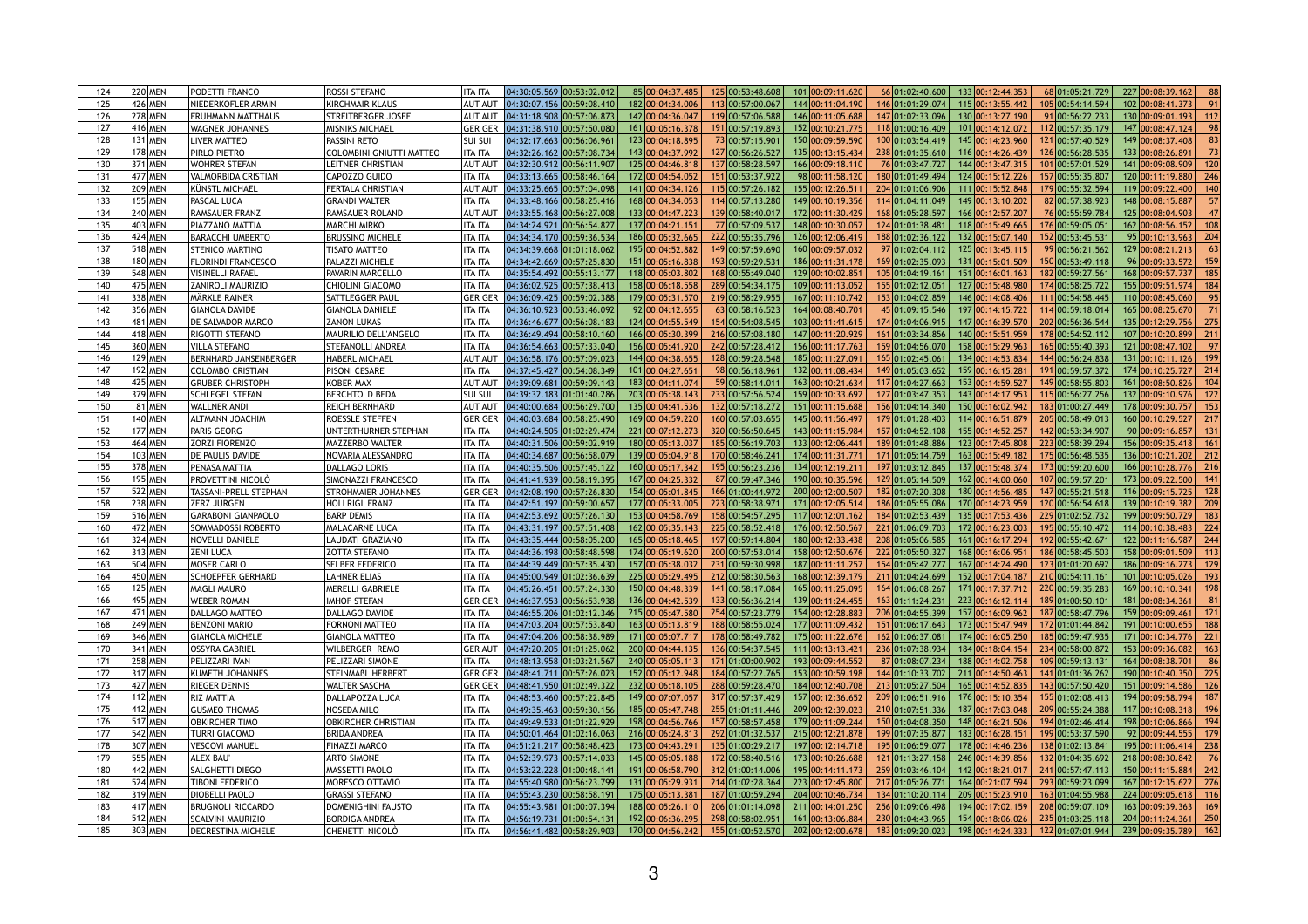| 124 | 220 | MEN | PODETTI FRANCO | ROSSI STEFANO | ITA ITA | 04:30:05.569 | 00:53:02.012 | 85 | 00:04:37.485 | 125 | 00:53:48.608 | 101 | 00:09:11.620 | 66 | 01:02:40.600 | 133 | 00:12:44.353 | 68 | 01:05:21.729 | 227 | 00:08:39.162 | 88 |
|---|---|---|---|---|---|---|---|---|---|---|---|---|---|---|---|---|---|---|---|---|---|---|
| 125 | 426 | MEN | NIEDERKOFLER ARMIN | KIRCHMAIR KLAUS | AUT AUT | 04:30:07.156 | 00:59:08.410 | 182 | 00:04:34.006 | 113 | 00:57:00.067 | 144 | 00:11:04.190 | 146 | 01:01:29.074 | 115 | 00:13:55.442 | 105 | 00:54:14.594 | 102 | 00:08:41.373 | 91 |
| 126 | 278 | MEN | FRÜHMANN MATTHÄUS | STREITBERGER JOSEF | AUT AUT | 04:31:18.908 | 00:57:06.873 | 142 | 00:04:36.047 | 119 | 00:57:06.588 | 146 | 00:11:05.688 | 147 | 01:02:33.096 | 130 | 00:13:27.190 | 91 | 00:56:22.233 | 130 | 00:09:01.193 | 112 |
| 127 | 416 | MEN | WAGNER JOHANNES | MISNIKS MICHAEL | GER GER | 04:31:38.910 | 00:57:50.080 | 161 | 00:05:16.378 | 191 | 00:57:19.893 | 152 | 00:10:21.775 | 118 | 01:00:16.409 | 101 | 00:14:12.072 | 112 | 00:57:35.179 | 147 | 00:08:47.124 | 98 |
| 128 | 131 | MEN | LIVER MATTEO | PASSINI RETO | SUI SUI | 04:32:17.663 | 00:56:06.961 | 123 | 00:04:18.895 | 73 | 00:57:15.901 | 150 | 00:09:59.590 | 100 | 01:03:54.419 | 145 | 00:14:23.960 | 121 | 00:57:40.529 | 149 | 00:08:37.408 | 83 |
| 129 | 178 | MEN | PIRLO PIETRO | COLOMBINI GNIUTTI MATTEO | ITA ITA | 04:32:26.162 | 00:57:08.734 | 143 | 00:04:37.992 | 127 | 00:56:26.527 | 135 | 00:13:15.434 | 238 | 01:01:35.610 | 116 | 00:14:26.439 | 126 | 00:56:28.535 | 133 | 00:08:26.891 | 73 |
| 130 | 371 | MEN | WÖHRER STEFAN | LEITNER CHRISTIAN | AUT AUT | 04:32:30.912 | 00:56:11.907 | 125 | 00:04:46.818 | 137 | 00:58:28.597 | 166 | 00:09:18.110 | 76 | 01:03:47.727 | 144 | 00:13:47.315 | 101 | 00:57:01.529 | 141 | 00:09:08.909 | 120 |
| 131 | 477 | MEN | VALMORBIDA CRISTIAN | CAPOZZO GUIDO | ITA ITA | 04:33:13.665 | 00:58:46.164 | 172 | 00:04:54.052 | 151 | 00:53:37.922 | 98 | 00:11:58.120 | 180 | 01:01:49.494 | 124 | 00:15:12.226 | 157 | 00:55:35.807 | 120 | 00:11:19.880 | 246 |
| 132 | 209 | MEN | KÜNSTL MICHAEL | FERTALA CHRISTIAN | AUT AUT | 04:33:25.665 | 00:57:04.098 | 141 | 00:04:34.126 | 115 | 00:57:26.182 | 155 | 00:12:26.511 | 204 | 01:01:06.906 | 111 | 00:15:52.848 | 179 | 00:55:32.594 | 119 | 00:09:22.400 | 140 |
| 133 | 155 | MEN | PASCAL LUCA | GRANDI WALTER | ITA ITA | 04:33:48.166 | 00:58:25.416 | 168 | 00:04:54.053 | 114 | 00:57:13.280 | 149 | 00:10:19.356 | 114 | 01:04:11.049 | 149 | 00:13:10.202 | 82 | 00:57:38.923 | 148 | 00:08:15.887 | 57 |
| 134 | 240 | MEN | RAMSAUER FRANZ | RAMSAUER ROLAND | AUT AUT | 04:33:55.168 | 00:56:27.008 | 133 | 00:04:47.223 | 139 | 00:58:40.017 | 172 | 00:11:30.429 | 168 | 01:05:28.597 | 166 | 00:12:57.207 | 76 | 00:55:59.784 | 125 | 00:08:04.903 | 47 |
| 135 | 403 | MEN | PIAZZANO MATTIA | MARCHI MIRKO | ITA ITA | 04:34:24.921 | 00:56:54.827 | 137 | 00:04:21.151 | 77 | 00:57:09.537 | 148 | 00:10:30.057 | 124 | 01:01:38.481 | 118 | 00:15:49.665 | 176 | 00:59:05.051 | 162 | 00:08:56.152 | 108 |
| 136 | 424 | MEN | BARACCHI UMBERTO | BRUSSINO MICHELE | ITA ITA | 04:34:34.170 | 00:59:36.534 | 186 | 00:05:32.665 | 222 | 00:55:35.796 | 126 | 00:12:06.419 | 188 | 01:02:36.122 | 132 | 00:15:07.140 | 152 | 00:53:45.531 | 95 | 00:10:13.963 | 204 |
| 137 | 518 | MEN | STENICO MARTINO | TISATO MATTEO | ITA ITA | 04:34:39.668 | 01:01:18.062 | 195 | 00:04:52.882 | 149 | 00:57:59.690 | 160 | 00:09:57.032 | 97 | 01:02:04.112 | 125 | 00:13:45.115 | 99 | 00:56:21.562 | 129 | 00:08:21.213 | 63 |
| 138 | 180 | MEN | FLORINDI FRANCESCO | PALAZZI MICHELE | ITA ITA | 04:34:42.669 | 00:57:25.830 | 151 | 00:05:16.838 | 193 | 00:59:29.531 | 186 | 00:11:31.178 | 169 | 01:02:35.093 | 131 | 00:15:01.509 | 150 | 00:53:49.118 | 96 | 00:09:33.572 | 159 |
| 139 | 548 | MEN | VISINELLI RAFAEL | PAVARIN MARCELLO | ITA ITA | 04:35:54.492 | 00:55:13.177 | 118 | 00:05:03.802 | 168 | 00:55:49.040 | 129 | 00:10:02.851 | 105 | 01:04:19.161 | 151 | 00:16:01.163 | 182 | 00:59:27.561 | 168 | 00:09:57.737 | 185 |
| 140 | 475 | MEN | ZANIROLI MAURIZIO | CHIOLINI GIACOMO | ITA ITA | 04:36:02.925 | 00:57:38.413 | 158 | 00:06:18.558 | 289 | 00:54:34.175 | 109 | 00:11:13.052 | 155 | 01:02:12.051 | 127 | 00:15:48.980 | 174 | 00:58:25.722 | 155 | 00:09:51.974 | 184 |
| 141 | 338 | MEN | MÄRKLE RAINER | SATTLEGGER PAUL | GER GER | 04:36:09.425 | 00:59:02.388 | 179 | 00:05:31.570 | 219 | 00:58:29.955 | 167 | 00:11:10.742 | 153 | 01:04:02.859 | 146 | 00:14:08.406 | 111 | 00:54:58.445 | 110 | 00:08:45.060 | 95 |
| 142 | 356 | MEN | GIANOLA DAVIDE | GIANOLA DANIELE | ITA ITA | 04:36:10.923 | 00:53:46.092 | 92 | 00:04:12.655 | 63 | 00:58:16.523 | 164 | 00:08:40.701 | 45 | 01:09:15.546 | 197 | 00:14:15.722 | 114 | 00:59:18.014 | 165 | 00:08:25.670 | 71 |
| 143 | 481 | MEN | DE SALVADOR MARCO | ZANON LUKAS | ITA ITA | 04:36:46.677 | 00:56:08.183 | 124 | 00:04:55.549 | 154 | 00:54:08.545 | 103 | 00:11:41.615 | 174 | 01:04:06.915 | 147 | 00:16:39.570 | 202 | 00:56:36.544 | 135 | 00:12:29.756 | 275 |
| 144 | 418 | MEN | RIGOTTI STEFANO | MAURILIO DELL'ANGELO | ITA ITA | 04:36:49.494 | 00:58:10.160 | 166 | 00:05:30.399 | 216 | 00:57:08.180 | 147 | 00:11:20.929 | 161 | 01:03:34.856 | 140 | 00:15:51.959 | 178 | 00:54:52.112 | 107 | 00:10:20.899 | 211 |
| 145 | 360 | MEN | VILLA STEFANO | STEFANOLLI ANDREA | ITA ITA | 04:36:54.663 | 00:57:33.040 | 156 | 00:05:41.920 | 242 | 00:57:28.412 | 156 | 00:11:17.763 | 159 | 01:04:56.070 | 158 | 00:15:29.963 | 165 | 00:55:40.393 | 121 | 00:08:47.102 | 97 |
| 146 | 129 | MEN | BERNHARD JANSENBERGER | HABERL MICHAEL | AUT AUT | 04:36:58.176 | 00:57:09.023 | 144 | 00:04:38.655 | 128 | 00:59:28.548 | 185 | 00:11:27.091 | 165 | 01:02:45.061 | 134 | 00:14:53.834 | 144 | 00:56:24.838 | 131 | 00:10:11.126 | 199 |
| 147 | 192 | MEN | COLOMBO CRISTIAN | PISONI CESARE | ITA ITA | 04:37:45.427 | 00:54:08.349 | 101 | 00:04:27.651 | 98 | 00:56:18.961 | 132 | 00:11:08.434 | 149 | 01:05:03.652 | 159 | 00:16:15.281 | 191 | 00:59:57.372 | 174 | 00:10:25.727 | 214 |
| 148 | 425 | MEN | GRUBER CHRISTOPH | KOBER MAX | AUT AUT | 04:39:09.681 | 00:59:09.143 | 183 | 00:04:11.074 | 59 | 00:58:14.011 | 163 | 00:10:21.634 | 117 | 01:04:27.663 | 153 | 00:14:59.527 | 149 | 00:58:55.803 | 161 | 00:08:50.826 | 104 |
| 149 | 379 | MEN | SCHLEGEL STEFAN | BERCHTOLD BEDA | SUI SUI | 04:39:32.183 | 01:01:40.286 | 203 | 00:05:38.143 | 233 | 00:57:56.524 | 159 | 00:10:33.692 | 127 | 01:03:47.353 | 143 | 00:14:17.953 | 115 | 00:56:27.256 | 132 | 00:09:10.976 | 122 |
| 150 | 81 | MEN | WALLNER ANDI | REICH BERNHARD | AUT AUT | 04:40:00.684 | 00:56:29.700 | 135 | 00:04:41.536 | 132 | 00:57:18.272 | 151 | 00:11:15.688 | 156 | 01:04:14.340 | 150 | 00:16:02.942 | 183 | 01:00:27.449 | 178 | 00:09:30.757 | 153 |
| 151 | 140 | MEN | ALTMANN JOACHIM | ROESSLE STEFFEN | GER GER | 04:40:03.684 | 00:58:25.490 | 169 | 00:04:59.220 | 160 | 00:57:03.655 | 145 | 00:11:56.497 | 179 | 01:01:28.403 | 114 | 00:16:51.879 | 205 | 00:58:49.013 | 160 | 00:10:29.527 | 217 |
| 152 | 177 | MEN | PARIS GEORG | UNTERTHURNER STEPHAN | ITA ITA | 04:40:24.505 | 01:02:29.474 | 221 | 00:07:12.273 | 320 | 00:56:50.645 | 143 | 00:11:15.984 | 157 | 01:04:52.108 | 155 | 00:14:52.257 | 142 | 00:53:34.907 | 90 | 00:09:16.857 | 131 |
| 153 | 464 | MEN | ZORZI FIORENZO | MAZZERBO WALTER | ITA ITA | 04:40:31.506 | 00:59:02.919 | 180 | 00:05:13.037 | 185 | 00:56:19.703 | 133 | 00:12:06.441 | 189 | 01:01:48.886 | 123 | 00:17:45.808 | 223 | 00:58:39.294 | 156 | 00:09:35.418 | 161 |
| 154 | 103 | MEN | DE PAULIS DAVIDE | NOVARIA ALESSANDRO | ITA ITA | 04:40:34.687 | 00:56:58.079 | 139 | 00:05:04.918 | 170 | 00:58:46.241 | 174 | 00:11:31.771 | 171 | 01:05:14.759 | 163 | 00:15:49.182 | 175 | 00:56:48.535 | 136 | 00:10:21.202 | 212 |
| 155 | 378 | MEN | PENASA MATTIA | DALLAGO LORIS | ITA ITA | 04:40:35.506 | 00:57:45.122 | 160 | 00:05:17.342 | 195 | 00:56:23.236 | 134 | 00:12:19.211 | 197 | 01:03:12.845 | 137 | 00:15:48.374 | 173 | 00:59:20.600 | 166 | 00:10:28.776 | 216 |
| 156 | 195 | MEN | PROVETTINI NICOLÒ | SIMONAZZI FRANCESCO | ITA ITA | 04:41:41.939 | 00:58:19.395 | 167 | 00:04:25.332 | 87 | 00:59:47.346 | 190 | 00:10:35.596 | 129 | 01:05:14.509 | 162 | 00:14:00.060 | 107 | 00:59:57.201 | 173 | 00:09:22.500 | 141 |
| 157 | 522 | MEN | TASSANI-PRELL STEPHAN | STROHMAIER JOHANNES | GER GER | 04:42:08.190 | 00:57:26.830 | 154 | 00:05:01.845 | 166 | 01:00:44.972 | 200 | 00:12:00.507 | 182 | 01:07:20.308 | 180 | 00:14:56.485 | 147 | 00:55:21.518 | 116 | 00:09:15.725 | 128 |
| 158 | 238 | MEN | ZERZ JÜRGEN | HÖLLRIGL FRANZ | ITA ITA | 04:42:51.192 | 00:59:00.657 | 177 | 00:05:33.005 | 223 | 00:58:38.971 | 171 | 00:12:05.514 | 186 | 01:05:55.086 | 170 | 00:14:23.959 | 120 | 00:56:54.618 | 139 | 00:10:19.382 | 209 |
| 159 | 516 | MEN | GARABONI GIANPAOLO | BARP DEMIS | ITA ITA | 04:42:53.692 | 00:57:26.130 | 153 | 00:04:58.769 | 158 | 00:54:57.295 | 117 | 00:12:01.162 | 184 | 01:02:53.439 | 135 | 00:17:53.436 | 229 | 01:02:52.732 | 199 | 00:09:50.729 | 183 |
| 160 | 472 | MEN | SOMMADOSSI ROBERTO | MALACARNE LUCA | ITA ITA | 04:43:31.197 | 00:57:51.408 | 162 | 00:05:35.143 | 225 | 00:58:52.418 | 176 | 00:12:50.567 | 221 | 01:06:09.703 | 172 | 00:16:23.003 | 195 | 00:55:10.472 | 114 | 00:10:38.483 | 224 |
| 161 | 324 | MEN | NOVELLI DANIELE | LAUDATI GRAZIANO | ITA ITA | 04:43:35.444 | 00:58:05.200 | 165 | 00:05:18.465 | 197 | 00:59:14.804 | 180 | 00:12:33.438 | 208 | 01:05:06.585 | 161 | 00:16:17.294 | 192 | 00:55:42.671 | 122 | 00:11:16.987 | 244 |
| 162 | 313 | MEN | ZENI LUCA | ZOTTA STEFANO | ITA ITA | 04:44:36.198 | 00:58:48.598 | 174 | 00:05:19.620 | 200 | 00:57:53.014 | 158 | 00:12:50.676 | 222 | 01:05:50.327 | 168 | 00:16:06.951 | 186 | 00:58:45.503 | 158 | 00:09:01.509 | 113 |
| 163 | 504 | MEN | MOSER CARLO | SELBER FEDERICO | ITA ITA | 04:44:39.449 | 00:57:35.430 | 157 | 00:05:38.032 | 231 | 00:59:30.998 | 187 | 00:11:11.257 | 154 | 01:05:42.277 | 167 | 00:14:24.490 | 123 | 01:01:20.692 | 186 | 00:09:16.273 | 129 |
| 164 | 450 | MEN | SCHOEPFER GERHARD | LAHNER ELIAS | ITA ITA | 04:45:00.949 | 01:02:36.639 | 225 | 00:05:29.495 | 212 | 00:58:30.563 | 168 | 00:12:39.179 | 211 | 01:04:24.699 | 152 | 00:17:04.187 | 210 | 00:54:11.161 | 101 | 00:10:05.026 | 193 |
| 165 | 125 | MEN | MAGLI MAURO | MERELLI GABRIELE | ITA ITA | 04:45:26.451 | 00:57:24.330 | 150 | 00:04:48.339 | 141 | 00:58:17.084 | 165 | 00:11:25.095 | 164 | 01:06:08.267 | 171 | 00:17:37.712 | 220 | 00:59:35.283 | 169 | 00:10:10.341 | 198 |
| 166 | 495 | MEN | WEBER ROMAN | IMHOF STEFAN | GER GER | 04:46:37.953 | 00:56:53.938 | 136 | 00:04:42.539 | 133 | 00:56:36.214 | 139 | 00:11:24.455 | 163 | 01:11:24.231 | 223 | 00:16:12.114 | 189 | 01:00:50.101 | 181 | 00:08:34.361 | 81 |
| 167 | 471 | MEN | DALLAGO MATTEO | DALLAGO DAVIDE | ITA ITA | 04:46:55.206 | 01:02:12.346 | 215 | 00:05:47.580 | 254 | 00:57:23.779 | 154 | 00:12:28.883 | 206 | 01:04:55.399 | 157 | 00:16:09.962 | 187 | 00:58:47.796 | 159 | 00:09:09.461 | 121 |
| 168 | 249 | MEN | BENZONI MARIO | FORNONI MATTEO | ITA ITA | 04:47:03.204 | 00:57:53.840 | 163 | 00:05:13.819 | 188 | 00:58:55.024 | 177 | 00:11:09.432 | 151 | 01:06:17.643 | 173 | 00:15:47.949 | 172 | 01:01:44.842 | 191 | 00:10:00.655 | 188 |
| 169 | 346 | MEN | GIANOLA MICHELE | GIANOLA MATTEO | ITA ITA | 04:47:04.206 | 00:58:38.989 | 171 | 00:05:07.717 | 178 | 00:58:49.782 | 175 | 00:11:22.676 | 162 | 01:06:37.081 | 174 | 00:16:05.250 | 185 | 00:59:47.935 | 171 | 00:10:34.776 | 221 |
| 170 | 341 | MEN | OSSYRA GABRIEL | WILBERGER REMO | GER AUT | 04:47:20.205 | 01:01:25.062 | 200 | 00:04:44.135 | 136 | 00:54:37.545 | 111 | 00:13:13.421 | 236 | 01:07:38.934 | 184 | 00:18:04.154 | 234 | 00:58:00.872 | 153 | 00:09:36.082 | 163 |
| 171 | 258 | MEN | PELIZZARI IVAN | PELIZZARI SIMONE | ITA ITA | 04:48:13.958 | 01:03:21.567 | 240 | 00:05:05.113 | 171 | 01:00:00.902 | 193 | 00:09:44.552 | 87 | 01:08:07.234 | 188 | 00:14:02.758 | 109 | 00:59:13.131 | 164 | 00:08:38.701 | 86 |
| 172 | 317 | MEN | KUMETH JOHANNES | STEINMAßL HERBERT | GER GER | 04:48:41.711 | 00:57:26.023 | 152 | 00:05:12.948 | 184 | 00:57:22.765 | 153 | 00:10:59.198 | 144 | 01:10:33.702 | 211 | 00:14:50.463 | 141 | 01:01:36.262 | 190 | 00:10:40.350 | 225 |
| 173 | 427 | MEN | RIEGER DENNIS | WALTER SASCHA | GER GER | 04:48:41.950 | 01:02:49.322 | 232 | 00:06:18.105 | 288 | 00:59:28.470 | 184 | 00:12:40.708 | 213 | 01:05:27.504 | 165 | 00:14:52.835 | 143 | 00:57:50.420 | 151 | 00:09:14.586 | 126 |
| 174 | 112 | MEN | RIZ MATTIA | DALLAPOZZA LUCA | ITA ITA | 04:48:53.460 | 00:57:22.845 | 149 | 00:07:07.057 | 317 | 00:57:37.429 | 157 | 00:12:36.652 | 209 | 01:06:51.916 | 176 | 00:15:10.354 | 155 | 01:02:08.413 | 194 | 00:09:58.794 | 187 |
| 175 | 412 | MEN | GUSMEO THOMAS | NOSEDA MILO | ITA ITA | 04:49:35.463 | 00:59:30.156 | 185 | 00:05:47.748 | 255 | 01:01:11.446 | 209 | 00:12:39.023 | 210 | 01:07:51.336 | 187 | 00:17:03.048 | 209 | 00:55:24.388 | 117 | 00:10:08.318 | 196 |
| 176 | 517 | MEN | OBKIRCHER TIMO | OBKIRCHER CHRISTIAN | ITA ITA | 04:49:49.533 | 01:01:22.929 | 198 | 00:04:56.766 | 157 | 00:58:57.458 | 179 | 00:11:09.244 | 150 | 01:04:08.350 | 148 | 00:16:21.506 | 194 | 01:02:46.414 | 198 | 00:10:06.866 | 194 |
| 177 | 542 | MEN | TURRI GIACOMO | BRIDA ANDREA | ITA ITA | 04:50:01.464 | 01:02:16.063 | 216 | 00:06:24.813 | 292 | 01:01:32.537 | 215 | 00:12:21.878 | 199 | 01:07:35.877 | 183 | 00:16:28.151 | 199 | 00:53:37.590 | 92 | 00:09:44.555 | 179 |
| 178 | 307 | MEN | VESCOVI MANUEL | FINAZZI MARCO | ITA ITA | 04:51:21.217 | 00:58:48.423 | 173 | 00:04:43.291 | 135 | 01:00:29.217 | 197 | 00:12:14.718 | 195 | 01:06:59.077 | 178 | 00:14:46.236 | 138 | 01:02:13.841 | 195 | 00:11:06.414 | 238 |
| 179 | 555 | MEN | ALEX BAU' | ARTO SIMONE | ITA ITA | 04:52:39.973 | 00:57:14.033 | 145 | 00:05:05.188 | 172 | 00:58:40.516 | 173 | 00:10:26.688 | 121 | 01:13:27.158 | 246 | 00:14:39.856 | 132 | 01:04:35.692 | 218 | 00:08:30.842 | 76 |
| 180 | 442 | MEN | SALGHETTI DIEGO | MASSETTI PAOLO | ITA ITA | 04:53:22.228 | 01:00:48.141 | 191 | 00:06:58.790 | 312 | 01:00:14.006 | 195 | 00:14:11.173 | 259 | 01:03:46.104 | 142 | 00:18:21.017 | 241 | 00:57:47.113 | 150 | 00:11:15.884 | 242 |
| 181 | 524 | MEN | TIBONI FEDERICO | MORESCO OTTAVIO | ITA ITA | 04:55:40.980 | 00:56:23.799 | 131 | 00:05:29.931 | 214 | 01:02:28.364 | 223 | 00:12:45.800 | 217 | 01:05:26.771 | 164 | 00:21:07.594 | 293 | 00:59:23.069 | 167 | 00:12:35.622 | 276 |
| 182 | 319 | MEN | DIOBELLI PAOLO | GRASSI STEFANO | ITA ITA | 04:55:43.230 | 00:58:58.191 | 175 | 00:05:13.381 | 187 | 01:00:59.294 | 204 | 00:10:46.734 | 134 | 01:10:20.114 | 209 | 00:15:23.910 | 163 | 01:04:55.988 | 224 | 00:09:05.618 | 116 |
| 183 | 417 | MEN | BRUGNOLI RICCARDO | DOMENIGHINI FAUSTO | ITA ITA | 04:55:43.981 | 01:00:07.394 | 188 | 00:05:26.110 | 206 | 01:01:14.098 | 211 | 00:14:01.250 | 256 | 01:09:06.498 | 194 | 00:17:02.159 | 208 | 00:59:07.109 | 163 | 00:09:39.363 | 169 |
| 184 | 512 | MEN | SCALVINI MAURIZIO | BORDIGA ANDREA | ITA ITA | 04:56:19.731 | 01:00:54.131 | 192 | 00:06:36.295 | 298 | 00:58:02.951 | 161 | 00:13:06.884 | 230 | 01:04:43.965 | 154 | 00:18:06.026 | 235 | 01:03:25.118 | 204 | 00:11:24.361 | 250 |
| 185 | 303 | MEN | DECRESTINA MICHELE | CHENETTI NICOLÒ | ITA ITA | 04:56:41.482 | 00:58:29.903 | 170 | 00:04:56.242 | 155 | 01:00:52.570 | 202 | 00:12:00.678 | 183 | 01:09:20.023 | 198 | 00:14:24.333 | 122 | 01:07:01.944 | 239 | 00:09:35.789 | 162 |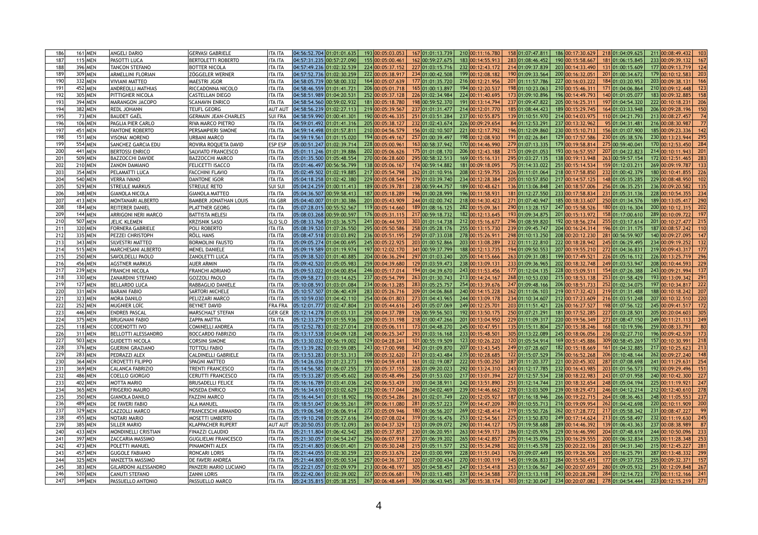| | | | | | | | | | | | | | | | | | | | | | | | | |
|---|---|---|---|---|---|---|---|---|---|---|---|---|---|---|---|---|---|---|---|---|---|---|---|---|
| 186 | 161 | MEN | ANGELI DARIO | GERVASI GABRIELE | ITA ITA | 04:56:52.704 | 01:01:01.635 | 193 | 00:05:03.053 | 167 | 01:01:13.739 | 210 | 00:11:16.780 | 158 | 01:07:47.811 | 186 | 00:17:30.629 | 218 | 01:04:09.625 | 211 | 00:08:49.432 | 103 |
| 187 | 115 | MEN | PASOTTI LUCA | BERTOLETTI ROBERTO | ITA ITA | 04:57:31.235 | 00:57:27.090 | 155 | 00:05:00.461 | 162 | 00:59:27.675 | 183 | 00:14:55.913 | 283 | 01:08:46.452 | 190 | 00:15:58.667 | 181 | 01:06:15.845 | 233 | 00:09:39.132 | 167 |
| 188 | 396 | MEN | TANCON STEFANO | BOTTER NICOLA | ITA ITA | 04:57:49.236 | 01:02:32.539 | 224 | 00:05:37.152 | 227 | 01:03:15.716 | 232 | 00:12:43.172 | 214 | 01:09:37.839 | 203 | 00:14:33.490 | 131 | 01:00:15.609 | 177 | 00:09:13.719 | 124 |
| 189 | 309 | MEN | ARMELLINI FLORIAN | ZÖGGELER WERNER | ITA ITA | 04:57:52.736 | 01:02:30.259 | 222 | 00:05:38.917 | 234 | 01:00:42.508 | 199 | 00:12:08.182 | 190 | 01:09:33.564 | 200 | 00:16:32.051 | 201 | 01:00:34.672 | 179 | 00:10:12.583 | 203 |
| 190 | 332 | MEN | VIVIANI MATTEO | MAESTRI JGOR | ITA ITA | 04:58:05.739 | 00:58:00.332 | 164 | 00:05:07.639 | 177 | 01:01:35.720 | 216 | 00:12:21.956 | 201 | 01:11:57.786 | 227 | 00:16:03.222 | 184 | 01:03:20.953 | 203 | 00:09:38.131 | 166 |
| 191 | 452 | MEN | ANDREOLLI MATHIAS | RICCADONNA NICOLO | ITA ITA | 04:58:46.559 | 01:01:41.721 | 206 | 00:05:01.718 | 165 | 01:00:13.897 | 194 | 00:12:20.537 | 198 | 01:10:23.063 | 210 | 00:15:46.311 | 171 | 01:04:06.864 | 210 | 00:09:12.448 | 123 |
| 192 | 305 | MEN | PITTIGHER NICOLA | CASTELLAN DIEGO | ITA ITA | 04:58:51.989 | 01:04:20.531 | 252 | 00:05:37.128 | 226 | 01:02:34.984 | 224 | 00:11:40.695 | 173 | 01:09:10.896 | 196 | 00:14:49.793 | 140 | 01:01:05.077 | 183 | 00:09:32.885 | 158 |
| 193 | 394 | MEN | MARANGON JACOPO | SCANAVIN ENRICO | ITA ITA | 04:58:54.560 | 00:59:02.932 | 181 | 00:05:18.780 | 198 | 00:59:52.370 | 191 | 00:13:14.794 | 237 | 01:09:47.822 | 205 | 00:16:25.311 | 197 | 01:04:54.320 | 222 | 00:10:18.231 | 206 |
| 194 | 382 | MEN | REDL JOHANN | TEUFL GEORG | AUT AUT | 04:58:56.239 | 01:02:27.113 | 219 | 00:05:39.567 | 237 | 01:01:31.477 | 214 | 00:12:01.770 | 185 | 01:08:44.423 | 189 | 00:15:29.745 | 164 | 01:03:33.948 | 206 | 00:09:28.196 | 150 |
| 195 | 73 | MEN | BAUDET GAËL | GERMAIN JEAN-CHARLES | SUI FRA | 04:58:59.990 | 01:00:41.301 | 190 | 00:05:46.335 | 251 | 01:03:51.284 | 237 | 00:10:55.875 | 139 | 01:10:51.970 | 214 | 00:14:03.975 | 110 | 01:04:21.793 | 213 | 00:08:27.457 | 74 |
| 196 | 106 | MEN | PAGLIA PIER CARLO | RIVA MARCO PIETRO | ITA ITA | 04:59:01.492 | 01:01:41.316 | 205 | 00:05:38.127 | 232 | 01:02:43.674 | 226 | 00:09:29.654 | 84 | 01:12:53.291 | 237 | 00:13:32.962 | 95 | 01:04:31.481 | 216 | 00:08:30.987 | 77 |
| 197 | 451 | MEN | FANTONE ROBERTO | PERSAMPIERI SIMONE | ITA ITA | 04:59:14.498 | 01:01:57.811 | 210 | 00:04:56.579 | 156 | 01:02:10.507 | 221 | 00:12:17.792 | 196 | 01:12:09.860 | 230 | 00:15:10.713 | 156 | 01:01:07.900 | 185 | 00:09:23.336 | 142 |
| 198 | 151 | MEN | VISONA' MORENO | URBANI MARCO | ITA ITA | 04:59:19.561 | 01:01:15.020 | 194 | 00:05:49.167 | 257 | 01:00:39.497 | 198 | 00:12:08.930 | 191 | 01:02:26.841 | 129 | 00:17:57.586 | 230 | 01:05:38.576 | 230 | 00:13:23.944 | 295 |
| 199 | 554 | MEN | SANCHEZ GARCIA EDU | ROVIRA ROQUETA DAVID | ESP ESP | 05:00:51.247 | 01:02:39.714 | 228 | 00:05:00.961 | 163 | 00:58:37.942 | 170 | 00:14:46.990 | 279 | 01:07:13.335 | 179 | 00:19:58.814 | 275 | 00:59:40.041 | 170 | 00:12:53.450 | 284 |
| 200 | 441 | MEN | BERTOSSI ENRICO | SALVIATO FRANCESCO | ITA ITA | 05:01:11.246 | 01:01:39.886 | 202 | 00:05:06.626 | 175 | 01:01:08.170 | 206 | 00:12:43.188 | 215 | 01:09:01.053 | 193 | 00:16:57.557 | 207 | 01:04:22.823 | 214 | 00:10:11.943 | 201 |
| 201 | 509 | MEN | BAZZOCCHI DAVIDE | BAZZOCCHI MARCO | ITA ITA | 05:01:35.500 | 01:05:48.554 | 270 | 00:06:28.600 | 295 | 00:58:32.513 | 169 | 00:15:16.131 | 295 | 01:03:27.135 | 138 | 00:19:13.948 | 263 | 00:59:57.154 | 172 | 00:12:51.465 | 283 |
| 202 | 210 | MEN | ZANON DAMIANO | FELICETTI ISACCO | ITA ITA | 05:01:46.497 | 00:56:56.799 | 138 | 00:05:06.167 | 174 | 00:59:14.882 | 181 | 00:09:18.095 | 75 | 01:14:33.022 | 251 | 00:15:14.534 | 159 | 01:12:03.211 | 269 | 00:09:19.787 | 133 |
| 203 | 354 | MEN | PELAMATTI LUCA | FACCHINI FLAVIO | ITA ITA | 05:02:49.502 | 01:02:19.885 | 217 | 00:05:54.798 | 262 | 01:01:10.916 | 208 | 00:12:59.755 | 226 | 01:11:01.064 | 218 | 00:17:58.850 | 232 | 01:00:42.379 | 180 | 00:10:41.855 | 226 |
| 204 | 540 | MEN | VERRA IVANO | DANTONE IGOR | ITA ITA | 05:04:18.258 | 01:02:42.380 | 229 | 00:05:08.544 | 179 | 01:03:39.740 | 234 | 00:12:28.384 | 205 | 01:10:57.850 | 217 | 00:14:57.125 | 148 | 01:05:35.285 | 229 | 00:08:48.950 | 102 |
| 205 | 529 | MEN | STREULE MARKUS | STREULE RETO | SUI SUI | 05:04:24.259 | 01:00:11.413 | 189 | 00:05:39.781 | 238 | 00:59:44.757 | 189 | 00:10:48.621 | 136 | 01:13:06.848 | 241 | 00:18:57.006 | 256 | 01:06:35.251 | 236 | 00:09:20.582 | 135 |
| 206 | 348 | MEN | GIANOLA NICOLA | GIANOLA MATTEO | ITA ITA | 05:04:36.507 | 00:59:58.413 | 187 | 00:05:18.289 | 196 | 01:00:28.999 | 196 | 00:11:58.931 | 181 | 01:12:27.550 | 233 | 00:17:58.834 | 231 | 01:05:31.136 | 228 | 00:10:54.355 | 234 |
| 207 | 413 | MEN | MONTANARI ALBERTO | BAMBER JONATHAN LOUIS | ITA GBR | 05:04:40.007 | 01:01:30.386 | 201 | 00:05:43.909 | 244 | 01:02:00.742 | 218 | 00:14:30.423 | 271 | 01:07:40.947 | 185 | 00:18:33.607 | 250 | 01:01:34.576 | 189 | 00:13:05.417 | 290 |
| 208 | 184 | MEN | REITERER DANIEL | PLATTNER GEORG | ITA ITA | 05:07:28.015 | 00:55:52.567 | 119 | 00:05:14.660 | 189 | 01:08:16.125 | 282 | 00:15:09.361 | 290 | 01:13:28.157 | 247 | 00:15:58.526 | 180 | 01:03:16.304 | 200 | 00:10:12.315 | 202 |
| 209 | 144 | MEN | ARRIGONI NERI MARCO | BATTISTA MELESI | ITA ITA | 05:08:03.268 | 00:59:00.597 | 176 | 00:05:31.115 | 217 | 00:59:18.732 | 182 | 00:12:13.645 | 193 | 01:09:34.875 | 201 | 00:15:13.972 | 158 | 01:17:00.610 | 289 | 00:10:09.722 | 197 |
| 210 | 507 | MEN | JELIC KLEMEN | KRZISNIK SASO | SLO SLO | 05:08:33.768 | 01:03:36.575 | 241 | 00:06:44.593 | 303 | 01:01:14.738 | 212 | 00:15:16.677 | 296 | 01:08:59.820 | 192 | 00:18:56.274 | 255 | 01:03:17.614 | 201 | 00:10:27.477 | 215 |
| 211 | 320 | MEN | FORNERA GABRIELE | POLI ROBERTO | ITA ITA | 05:08:39.520 | 01:07:26.550 | 295 | 00:05:50.586 | 258 | 01:05:28.176 | 255 | 00:13:15.730 | 239 | 01:09:45.747 | 204 | 00:16:24.314 | 196 | 01:01:31.175 | 187 | 00:08:57.242 | 110 |
| 212 | 335 | MEN | PEZZEI CHRISTOPH | RÖLL HANS | ITA ITA | 05:08:47.518 | 01:03:03.892 | 236 | 00:05:51.195 | 259 | 01:07:33.038 | 278 | 00:15:26.911 | 298 | 01:10:13.250 | 208 | 00:20:12.230 | 281 | 00:56:59.907 | 140 | 00:09:27.095 | 147 |
| 213 | 343 | MEN | SILVESTRI MATTEO | BORMOLINI FAUSTO | ITA ITA | 05:09:05.274 | 01:04:00.695 | 245 | 00:05:22.925 | 203 | 01:00:52.866 | 203 | 00:13:08.289 | 232 | 01:11:22.810 | 222 | 00:18:28.942 | 245 | 01:06:29.495 | 234 | 00:09:19.252 | 132 |
| 214 | 515 | MEN | MARCHESANI ALBERTO | MENEL DANIELE | ITA ITA | 05:09:19.589 | 01:01:19.974 | 197 | 00:12:02.170 | 341 | 00:59:37.799 | 188 | 00:12:13.735 | 194 | 01:09:50.553 | 207 | 00:19:55.210 | 272 | 01:04:36.831 | 219 | 00:09:43.317 | 177 |
| 215 | 250 | MEN | SAVOLDELLI PAOLO | ZANOLETTI LUCA | ITA ITA | 05:09:38.520 | 01:01:40.885 | 204 | 00:06:36.294 | 297 | 01:01:03.240 | 205 | 00:14:15.666 | 263 | 01:09:31.083 | 199 | 00:17:49.521 | 226 | 01:05:18.112 | 226 | 00:13:25.719 | 296 |
| 216 | 456 | MEN | AGSTNER MARKUS | AUER ARMIN | ITA ITA | 05:09:42.520 | 01:05:05.983 | 259 | 00:04:39.680 | 129 | 01:03:59.473 | 238 | 00:13:09.131 | 233 | 01:09:36.965 | 202 | 00:18:32.748 | 249 | 01:03:53.947 | 208 | 00:10:44.593 | 229 |
| 217 | 239 | MEN | FRANCHI NICOLA | FRANCHI ADRIANO | ITA ITA | 05:09:53.022 | 01:04:00.854 | 246 | 00:05:17.014 | 194 | 01:04:39.670 | 243 | 00:11:53.456 | 177 | 01:12:04.135 | 228 | 00:15:09.511 | 154 | 01:07:26.388 | 243 | 00:09:21.994 | 137 |
| 218 | 330 | MEN | ZANARDINI STEFANO | GOZZOLI PAOLO | ITA ITA | 05:09:58.273 | 01:03:14.625 | 237 | 00:05:54.799 | 263 | 01:01:30.743 | 213 | 00:14:24.167 | 268 | 01:10:53.030 | 215 | 00:18:53.138 | 253 | 01:01:58.429 | 193 | 00:13:09.342 | 291 |
| 219 | 127 | MEN | BELLARDO LUCA | RABBAGLIO DANIELE | ITA ITA | 05:10:08.593 | 01:03:01.084 | 234 | 00:06:13.285 | 283 | 01:05:25.757 | 254 | 00:13:39.676 | 247 | 01:09:48.166 | 206 | 00:18:51.733 | 252 | 01:02:34.075 | 197 | 00:10:34.817 | 222 |
| 220 | 331 | MEN | BARANI FABIO | SARTORI MICHELE | ITA ITA | 05:10:57.507 | 01:06:40.439 | 283 | 00:05:26.716 | 209 | 01:04:06.868 | 240 | 00:14:15.228 | 262 | 01:11:06.103 | 219 | 00:17:32.423 | 219 | 01:01:31.488 | 188 | 00:10:18.242 | 207 |
| 221 | 323 | MEN | MORA DANILO | PELIZZARI MARCO | ITA ITA | 05:10:59.030 | 01:04:42.110 | 254 | 00:06:01.803 | 273 | 01:04:43.965 | 244 | 00:13:09.178 | 234 | 01:10:34.607 | 212 | 00:17:23.609 | 216 | 01:03:51.248 | 207 | 00:10:32.510 | 220 |
| 222 | 252 | MEN | MUGNIER LOÏC | BEYNET DAVID | FRA FRA | 05:12:01.777 | 01:02:47.804 | 231 | 00:05:44.616 | 245 | 01:05:07.069 | 249 | 00:12:25.701 | 203 | 01:11:51.421 | 226 | 00:16:27.527 | 198 | 01:07:56.122 | 245 | 00:09:41.517 | 172 |
| 223 | 446 | MEN | ENDREß PASCAL | MARSCHALT STEFAN | GER GER | 05:12:14.278 | 01:05:03.131 | 258 | 00:04:37.789 | 126 | 00:59:56.503 | 192 | 00:13:50.175 | 250 | 01:07:21.291 | 181 | 00:17:52.285 | 227 | 01:03:28.501 | 205 | 00:20:04.603 | 305 |
| 224 | 375 | MEN | BRUGNANI FABIO | ZAPPA MATTIA | ITA ITA | 05:12:33.279 | 01:01:55.936 | 209 | 00:05:31.198 | 218 | 01:00:47.266 | 201 | 00:13:04.950 | 229 | 01:11:09.317 | 220 | 00:19:56.349 | 273 | 01:08:47.150 | 249 | 00:11:21.113 | 249 |
| 225 | 118 | MEN | CODENOTTI IVO | COMINELLI ANDREA | ITA ITA | 05:12:52.783 | 01:02:27.014 | 218 | 00:05:06.111 | 173 | 01:04:48.270 | 245 | 00:10:47.951 | 135 | 01:15:11.804 | 257 | 00:15:38.246 | 168 | 01:10:19.596 | 259 | 00:08:33.791 | 80 |
| 226 | 311 | MEN | BELLOTTI ALESSANDRO | BOCCARDO FABRIZIO | ITA ITA | 05:13:17.538 | 01:04:09.128 | 248 | 00:06:25.347 | 293 | 01:03:16.168 | 233 | 00:15:48.501 | 305 | 01:13:22.089 | 245 | 00:18:06.056 | 236 | 01:02:27.710 | 196 | 00:09:42.539 | 173 |
| 227 | 503 | MEN | GUIDETTI NICOLA | CORSINI SIMONE | ITA ITA | 05:13:30.032 | 00:56:19.002 | 129 | 00:04:28.241 | 101 | 00:55:19.509 | 123 | 00:10:26.220 | 120 | 01:05:54.914 | 169 | 00:51:45.886 | 309 | 00:58:45.269 | 157 | 00:10:30.991 | 218 |
| 228 | 376 | MEN | GUERINI GRAZIANO | TOTTOLI FABIO | ITA ITA | 05:13:39.282 | 01:03:59.085 | 243 | 00:17:00.998 | 342 | 01:09:01.870 | 207 | 00:13:43.545 | 249 | 01:07:28.607 | 182 | 00:15:18.669 | 161 | 01:04:32.885 | 217 | 00:10:25.623 | 213 |
| 229 | 283 | MEN | PEDRAZZI ALEX | CALDINELLI GABRIELE | ITA ITA | 05:13:53.283 | 01:01:53.313 | 208 | 00:05:32.620 | 221 | 01:03:43.484 | 235 | 00:10:28.685 | 122 | 01:15:07.529 | 256 | 00:16:52.268 | 206 | 01:10:48.144 | 262 | 00:09:27.240 | 148 |
| 230 | 364 | MEN | CROVETTI FILIPPO | SPAGNI MATTEO | ITA ITA | 05:14:26.036 | 01:01:23.273 | 199 | 00:04:59.418 | 161 | 01:02:19.087 | 222 | 00:15:00.250 | 287 | 01:11:20.377 | 221 | 00:20:45.302 | 287 | 01:07:08.698 | 241 | 00:11:29.631 | 254 |
| 231 | 369 | MEN | CALANCA FABRIZIO | TRENTI FRANCESCO | ITA ITA | 05:14:56.582 | 01:06:07.255 | 273 | 00:05:37.155 | 228 | 01:09:20.023 | 292 | 00:13:24.310 | 243 | 01:12:17.785 | 232 | 00:16:43.985 | 203 | 01:01:56.573 | 192 | 00:09:29.496 | 151 |
| 232 | 486 | MEN | COELLO GIORGIO | CERUTTI FRANCESCO | ITA ITA | 05:15:33.287 | 01:05:45.602 | 268 | 00:05:48.496 | 256 | 01:01:53.020 | 217 | 00:13:01.394 | 227 | 01:12:57.534 | 238 | 00:18:22.983 | 243 | 01:07:01.958 | 240 | 00:10:42.300 | 227 |
| 233 | 402 | MEN | MOTTA MARIO | BRUSADELLI FELICE | ITA ITA | 05:16:16.789 | 01:03:41.036 | 242 | 00:06:53.439 | 310 | 01:04:38.911 | 242 | 00:13:51.890 | 251 | 01:12:14.744 | 231 | 00:18:32.654 | 248 | 01:05:04.194 | 225 | 00:11:19.921 | 247 |
| 234 | 365 | MEN | FRIGERIO MAURO | NOSEDA ENRICO | ITA ITA | 05:16:34.610 | 01:03:02.629 | 235 | 00:06:17.044 | 286 | 01:04:02.469 | 239 | 00:14:46.662 | 278 | 01:13:03.509 | 239 | 00:18:29.473 | 246 | 01:04:12.214 | 212 | 00:12:40.610 | 278 |
| 235 | 350 | MEN | GIANOLA DANILO | FAZZINI MARCO | ITA ITA | 05:16:44.541 | 01:01:18.902 | 196 | 00:05:54.286 | 261 | 01:02:01.749 | 220 | 00:12:05.927 | 187 | 01:16:18.946 | 266 | 00:19:22.715 | 264 | 01:08:36.463 | 248 | 00:11:05.553 | 237 |
| 236 | 489 | MEN | DE FAVERI FABIO | ALA MANUEL | ITA ITA | 05:18:51.047 | 01:06:55.261 | 289 | 00:06:11.080 | 281 | 01:05:57.223 | 259 | 00:14:47.209 | 280 | 01:10:55.713 | 216 | 00:19:09.954 | 262 | 01:04:42.698 | 220 | 00:10:11.909 | 200 |
| 237 | 329 | MEN | CAZZOLLI MARCO | FRANCESCHI ARMANDO | ITA ITA | 05:19:06.548 | 01:06:06.914 | 272 | 00:05:09.946 | 180 | 01:06:56.207 | 269 | 00:12:48.414 | 219 | 01:15:50.726 | 262 | 00:17:28.772 | 217 | 01:05:58.342 | 231 | 00:08:47.227 | 99 |
| 238 | 455 | MEN | NOTARI MARIO | MOSETTI UMBERTO | ITA ITA | 05:19:10.298 | 01:05:27.616 | 264 | 00:07:08.024 | 319 | 01:05:16.476 | 253 | 00:12:54.561 | 225 | 01:13:50.870 | 249 | 00:17:14.624 | 213 | 01:05:58.497 | 232 | 00:11:19.630 | 245 |
| 239 | 385 | MEN | SILLER MARIO | KLAPPACHER RUPERT | AUT AUT | 05:20:50.053 | 01:05:12.093 | 261 | 00:04:37.329 | 123 | 01:09:09.072 | 290 | 00:11:44.127 | 175 | 01:19:58.688 | 289 | 00:14:46.392 | 139 | 01:06:43.363 | 237 | 00:08:38.989 | 87 |
| 240 | 433 | MEN | MONDINELLI CRISTIAN | FINAZZI CLAUDIO | ITA ITA | 05:21:11.804 | 01:06:42.542 | 285 | 00:05:37.857 | 230 | 01:06:20.951 | 263 | 00:14:59.173 | 286 | 01:12:05.976 | 229 | 00:16:46.590 | 204 | 01:07:48.619 | 244 | 00:10:50.096 | 233 |
| 241 | 397 | MEN | ZACCARIA MASSIMO | GUGLIELMI FRANCESCO | ITA ITA | 05:21:30.057 | 01:04:54.247 | 256 | 00:06:07.918 | 277 | 01:06:39.202 | 265 | 00:14:42.857 | 275 | 01:14:35.096 | 253 | 00:16:29.555 | 200 | 01:06:32.834 | 235 | 00:11:28.348 | 253 |
| 242 | 473 | MEN | POLETTI MANUEL | PINAMONTI ALEX | ITA ITA | 05:21:41.805 | 01:06:01.401 | 271 | 00:05:30.248 | 215 | 01:05:11.577 | 252 | 00:15:34.298 | 302 | 01:11:45.578 | 225 | 00:20:22.136 | 283 | 01:04:31.340 | 215 | 00:12:45.227 | 281 |
| 243 | 457 | MEN | GUGOLE FABIANO | RONCARI LORIS | ITA ITA | 05:21:44.055 | 01:02:30.259 | 223 | 00:05:33.676 | 224 | 01:03:00.999 | 228 | 00:11:51.043 | 176 | 01:09:07.449 | 195 | 00:19:26.506 | 265 | 01:16:25.791 | 287 | 00:13:48.332 | 299 |
| 244 | 325 | MEN | VANZETTA MASSIMO | DE FAVERI ANDREA | ITA ITA | 05:21:44.808 | 01:05:00.534 | 257 | 00:04:36.377 | 120 | 01:07:00.434 | 270 | 00:11:00.119 | 145 | 01:19:06.833 | 284 | 00:15:50.415 | 177 | 01:09:37.725 | 255 | 00:09:32.371 | 157 |
| 245 | 383 | MEN | GILARDONI ALESSANDRO | PANZERI MARIO LUCIANO | ITA ITA | 05:22:21.057 | 01:02:09.979 | 213 | 00:06:48.197 | 305 | 01:04:58.457 | 247 | 00:13:54.418 | 253 | 01:13:06.567 | 240 | 00:20:07.659 | 280 | 01:09:05.932 | 251 | 00:12:09.848 | 267 |
| 246 | 520 | MEN | CANUTI STEFANO | ZANNI LORIS | ITA ITA | 05:22:42.061 | 01:02:39.002 | 227 | 00:05:06.681 | 176 | 01:03:13.485 | 231 | 00:14:34.588 | 272 | 01:13:13.118 | 243 | 00:20:28.298 | 284 | 01:12:14.723 | 270 | 00:11:12.166 | 241 |
| 247 | 349 | MEN | PASSUELLO ANTONIO | PASSUELLO MARCO | ITA ITA | 05:24:35.815 | 01:05:38.255 | 267 | 00:06:48.649 | 306 | 01:06:43.945 | 267 | 00:15:38.174 | 303 | 01:12:30.047 | 234 | 00:20:07.082 | 278 | 01:04:54.444 | 223 | 00:12:15.219 | 271 |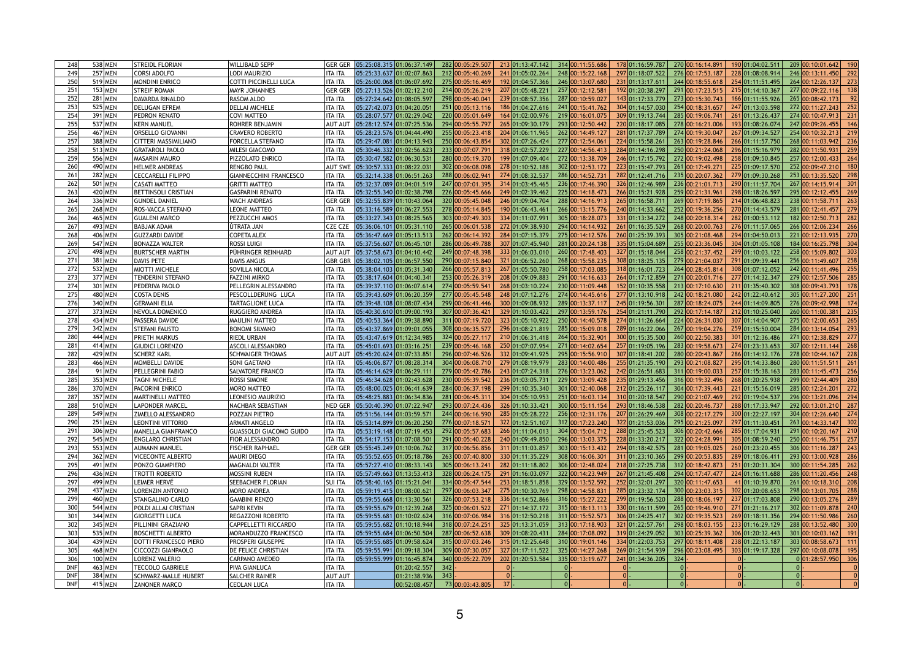| | | | | | | | | | | | | | | | | | | | | | | | |
|---|---|---|---|---|---|---|---|---|---|---|---|---|---|---|---|---|---|---|---|---|---|---|---|
| 248 | 538 | MEN | STREIDL FLORIAN | WILLIBALD SEPP | GER GER | 05:25:08.315 | 01:06:37.149 | 282 | 00:05:29.507 | 213 | 01:13:47.142 | 314 | 00:11:55.686 | 178 | 01:16:59.787 | 270 | 00:16:14.891 | 190 | 01:04:02.511 | 209 | 00:10:01.642 | 190 |
| 249 | 257 | MEN | CORSI ADOLFO | LODI MAURIZIO | ITA ITA | 05:25:33.637 | 01:02:07.863 | 212 | 00:05:40.269 | 241 | 01:05:02.264 | 248 | 00:15:22.168 | 297 | 01:18:07.522 | 276 | 00:17:53.187 | 228 | 01:08:08.914 | 246 | 00:13:11.450 | 292 |
| 250 | 519 | MEN | MONDINI ENRICO | COTTI PICCINELLI LUCA | ITA ITA | 05:26:00.068 | 01:07:07.692 | 275 | 00:05:16.469 | 192 | 01:04:57.366 | 246 | 00:13:07.680 | 231 | 01:13:17.611 | 244 | 00:18:55.618 | 254 | 01:11:51.495 | 264 | 00:12:26.137 | 273 |
| 251 | 153 | MEN | STREIF ROMAN | MAYR JOHANNES | GER GER | 05:27:13.526 | 01:02:12.210 | 214 | 00:05:26.219 | 207 | 01:05:48.221 | 257 | 00:12:12.581 | 192 | 01:20:38.297 | 291 | 00:17:23.515 | 215 | 01:14:10.367 | 277 | 00:09:22.116 | 138 |
| 252 | 281 | MEN | DAVARDA RINALDO | RASOM ALDO | ITA ITA | 05:27:24.642 | 01:08:05.597 | 298 | 00:05:40.041 | 239 | 01:08:57.356 | 287 | 00:10:59.027 | 143 | 01:17:33.779 | 273 | 00:15:30.743 | 166 | 01:11:55.926 | 265 | 00:08:42.173 | 92 |
| 253 | 525 | MEN | DELUGAN EFREM | DELLAI MICHELE | ITA ITA | 05:27:42.073 | 01:04:20.051 | 251 | 00:05:13.116 | 186 | 01:04:27.616 | 241 | 00:15:41.762 | 304 | 01:14:57.030 | 254 | 00:18:31.657 | 247 | 01:13:03.598 | 272 | 00:11:27.243 | 252 |
| 254 | 391 | MEN | PEDRON RENATO | COVI MATTEO | ITA ITA | 05:28:07.577 | 01:02:29.042 | 220 | 00:05:01.649 | 164 | 01:02:00.976 | 219 | 00:16:01.075 | 309 | 01:19:13.744 | 285 | 00:19:06.741 | 261 | 01:13:26.437 | 274 | 00:10:47.913 | 231 |
| 255 | 537 | MEN | KERN MANUEL | ROHRER BENJAMIN | AUT AUT | 05:28:12.574 | 01:07:25.536 | 294 | 00:05:55.797 | 265 | 01:09:30.179 | 293 | 00:12:50.442 | 220 | 01:18:17.085 | 278 | 00:16:21.006 | 193 | 01:08:26.074 | 247 | 00:09:26.455 | 146 |
| 256 | 467 | MEN | ORSELLO GIOVANNI | CRAVERO ROBERTO | ITA ITA | 05:28:23.576 | 01:04:44.490 | 255 | 00:05:23.418 | 204 | 01:06:11.965 | 262 | 00:14:49.127 | 281 | 01:17:37.789 | 274 | 00:19:30.047 | 267 | 01:09:34.527 | 254 | 00:10:32.213 | 219 |
| 257 | 388 | MEN | CITTERI MASSIMILIANO | FORCELLA STEFANO | ITA ITA | 05:29:47.081 | 01:04:13.943 | 250 | 00:06:43.854 | 302 | 01:07:26.424 | 277 | 00:12:54.061 | 224 | 01:15:58.261 | 263 | 00:19:28.846 | 266 | 01:11:57.750 | 268 | 00:11:03.942 | 236 |
| 258 | 513 | MEN | GRATAROLI PAOLO | MILESI GIACOMO | ITA ITA | 05:30:46.332 | 01:02:56.623 | 233 | 00:07:07.791 | 318 | 01:02:57.229 | 227 | 00:14:56.413 | 284 | 01:14:16.298 | 250 | 00:21:24.068 | 296 | 01:15:16.979 | 282 | 00:11:50.931 | 259 |
| 259 | 556 | MEN | MASARIN MAURO | PIZZOLATO ENRICO | ITA ITA | 05:30:47.582 | 01:06:30.531 | 280 | 00:05:19.370 | 199 | 01:07:09.404 | 272 | 00:13:38.709 | 246 | 01:17:15.792 | 272 | 00:19:02.498 | 258 | 01:09:50.845 | 257 | 00:12:00.433 | 264 |
| 260 | 490 | MEN | HELMER ANDREAS | RENGBO PAUL | AUT SWE | 05:30:57.333 | 01:08:22.031 | 302 | 00:06:08.098 | 278 | 01:10:52.188 | 302 | 00:12:53.172 | 223 | 01:15:47.793 | 261 | 00:17:49.271 | 225 | 01:09:17.570 | 252 | 00:09:47.210 | 180 |
| 261 | 282 | MEN | CECCARELLI FILIPPO | GIANNECCHINI FRANCESCO | ITA ITA | 05:32:14.338 | 01:06:51.263 | 288 | 00:06:02.941 | 274 | 01:08:32.537 | 286 | 00:14:52.731 | 282 | 01:12:41.716 | 235 | 00:20:07.362 | 279 | 01:09:30.268 | 253 | 00:13:35.520 | 298 |
| 262 | 501 | MEN | CASATI MATTEO | GRITTI MATTEO | ITA ITA | 05:32:37.089 | 01:04:01.519 | 247 | 00:07:01.395 | 314 | 01:03:45.465 | 236 | 00:17:46.390 | 326 | 01:12:46.989 | 236 | 00:21:01.713 | 290 | 01:11:57.704 | 267 | 00:14:15.914 | 301 |
| 263 | 420 | MEN | BETTINSOLI CRISTIAN | GASPARINI RENATO | ITA ITA | 05:32:55.340 | 01:02:38.798 | 226 | 00:05:45.666 | 249 | 01:02:39.462 | 225 | 00:14:18.473 | 266 | 01:15:21.928 | 259 | 00:21:31.961 | 298 | 01:18:26.597 | 295 | 00:12:12.455 | 269 |
| 264 | 336 | MEN | GUNDEL DANIEL | WACH ANDREAS | GER GER | 05:32:55.839 | 01:10:43.064 | 320 | 00:05:45.048 | 246 | 01:09:04.704 | 288 | 00:14:16.913 | 265 | 01:16:58.711 | 269 | 00:17:19.865 | 214 | 01:06:48.823 | 238 | 00:11:58.711 | 263 |
| 265 | 268 | MEN | ROS-VACCA STEFANO | LEONE MATTEO | ITA ITA | 05:33:16.589 | 01:06:27.553 | 278 | 00:05:14.845 | 190 | 01:06:43.461 | 266 | 00:13:15.776 | 240 | 01:14:33.662 | 252 | 00:19:36.256 | 270 | 01:14:43.579 | 281 | 00:12:41.457 | 279 |
| 266 | 465 | MEN | GUALENI MARCO | PEZZUCCHI AMOS | ITA ITA | 05:33:27.343 | 01:08:25.565 | 303 | 00:07:49.303 | 334 | 01:11:07.991 | 305 | 00:18:28.073 | 331 | 01:13:34.272 | 248 | 00:20:18.314 | 282 | 01:00:53.112 | 182 | 00:12:50.713 | 282 |
| 267 | 493 | MEN | BABJAK ADAM | ÚTRATA JAN | CZE CZE | 05:36:06.101 | 01:05:31.110 | 265 | 00:06:01.538 | 272 | 01:09:38.930 | 294 | 00:14:14.932 | 261 | 01:16:35.529 | 268 | 00:20:00.763 | 276 | 01:11:57.065 | 266 | 00:12:06.234 | 266 |
| 268 | 406 | MEN | GUZZARDI DAVIDE | COPETA ALEX | ITA ITA | 05:36:47.669 | 01:05:13.513 | 262 | 00:06:14.392 | 284 | 01:07:15.379 | 275 | 00:14:12.576 | 260 | 01:25:39.393 | 305 | 00:21:08.468 | 294 | 01:04:50.013 | 221 | 00:12:13.935 | 270 |
| 269 | 547 | MEN | BONAZZA WALTER | ROSSI LUIGI | ITA ITA | 05:37:56.607 | 01:06:45.101 | 286 | 00:06:49.788 | 307 | 01:07:45.940 | 281 | 00:20:24.138 | 335 | 01:15:04.689 | 255 | 00:23:36.045 | 304 | 01:01:05.108 | 184 | 00:16:25.798 | 304 |
| 270 | 498 | MEN | BURTSCHER MARTIN | PÜHRINGER REINHARD | AUT AUT | 05:37:58.673 | 01:04:10.442 | 249 | 00:07:48.398 | 333 | 01:06:03.010 | 260 | 00:17:48.403 | 327 | 01:15:18.044 | 258 | 00:21:37.452 | 299 | 01:10:03.122 | 258 | 00:15:09.802 | 303 |
| 271 | 381 | MEN | DAVIS PETE | DAVIS ANGUS | GBR GBR | 05:38:02.105 | 01:06:57.550 | 290 | 00:07:15.840 | 321 | 01:06:52.260 | 268 | 00:15:58.235 | 308 | 01:18:25.135 | 279 | 00:21:04.037 | 291 | 01:09:39.441 | 256 | 00:11:49.607 | 258 |
| 272 | 532 | MEN | MIOTTI MICHELE | SOVILLA NICOLA | ITA ITA | 05:38:04.103 | 01:05:31.340 | 266 | 00:05:57.813 | 267 | 01:05:50.780 | 258 | 00:17:03.085 | 318 | 01:16:01.723 | 264 | 00:28:45.814 | 308 | 01:07:12.052 | 242 | 00:11:41.496 | 255 |
| 273 | 377 | MEN | TENDERINI STEFANO | FAZZINI MIRKO | ITA ITA | 05:38:17.604 | 01:04:40.341 | 253 | 00:05:26.319 | 208 | 01:09:09.883 | 291 | 00:14:16.633 | 264 | 01:17:12.859 | 271 | 00:20:01.716 | 277 | 01:14:32.347 | 279 | 00:12:57.506 | 285 |
| 274 | 301 | MEN | PEDERIVA PAOLO | PELLEGRIN ALESSANDRO | ITA ITA | 05:39:37.110 | 01:06:07.614 | 274 | 00:05:59.541 | 268 | 01:03:10.224 | 230 | 00:11:09.448 | 152 | 01:10:35.558 | 213 | 00:17:10.630 | 211 | 01:35:40.302 | 308 | 00:09:43.793 | 178 |
| 275 | 480 | MEN | COSTA DENIS | PESCOLLDERUNG LUCA | ITA ITA | 05:39:43.609 | 01:06:20.359 | 277 | 00:05:45.548 | 248 | 01:07:12.276 | 274 | 00:14:45.616 | 277 | 01:13:10.918 | 242 | 00:18:21.080 | 242 | 01:22:40.612 | 305 | 00:11:27.200 | 251 |
| 276 | 340 | MEN | GERMANI ELIA | TARTAGLIONE LUCA | ITA ITA | 05:39:48.108 | 01:08:07.434 | 299 | 00:06:41.446 | 300 | 01:09:08.932 | 289 | 00:13:37.117 | 245 | 01:19:56.301 | 287 | 00:18:24.075 | 244 | 01:14:09.805 | 276 | 00:09:42.998 | 174 |
| 277 | 373 | MEN | NEVOLA DOMENICO | RUGGIERO ANDREA | ITA ITA | 05:40:30.610 | 01:09:00.193 | 307 | 00:07:36.421 | 329 | 01:10:03.422 | 297 | 00:13:59.176 | 254 | 01:21:11.790 | 292 | 00:17:14.187 | 212 | 01:10:25.040 | 260 | 00:11:00.381 | 235 |
| 278 | 434 | MEN | PASSERA DAVIDE | MAULINI MATTEO | ITA ITA | 05:40:53.364 | 01:09:38.890 | 311 | 00:07:19.720 | 323 | 01:05:10.922 | 250 | 00:14:40.578 | 274 | 01:11:26.664 | 224 | 00:26:31.030 | 307 | 01:14:04.907 | 275 | 00:12:00.653 | 265 |
| 279 | 342 | MEN | STEFANI FAUSTO | BONOMI SILVANO | ITA ITA | 05:43:37.869 | 01:09:01.055 | 308 | 00:06:35.577 | 296 | 01:08:21.819 | 285 | 00:15:09.018 | 289 | 01:16:22.066 | 267 | 00:19:04.276 | 259 | 01:15:50.004 | 284 | 00:13:14.054 | 293 |
| 280 | 444 | MEN | PRIETH MARKUS | RIEDL URBAN | ITA ITA | 05:43:47.619 | 01:12:34.985 | 324 | 00:05:27.117 | 210 | 01:06:31.418 | 264 | 00:15:32.901 | 300 | 01:15:35.500 | 260 | 00:22:50.383 | 301 | 01:12:36.486 | 271 | 00:12:38.829 | 277 |
| 281 | 414 | MEN | GIUDICI LORENZO | ASCOLI ALESSANDRO | ITA ITA | 05:45:01.693 | 01:03:16.251 | 239 | 00:05:46.168 | 250 | 01:07:07.954 | 271 | 00:14:02.654 | 257 | 01:19:05.196 | 283 | 00:19:58.673 | 274 | 01:23:33.653 | 307 | 00:12:11.144 | 268 |
| 282 | 429 | MEN | SCHERZ KARL | SCHWAIGER THOMAS | AUT AUT | 05:45:20.624 | 01:07:33.851 | 296 | 00:07:46.526 | 332 | 01:09:41.925 | 295 | 00:15:56.910 | 307 | 01:18:41.202 | 280 | 00:20:43.867 | 286 | 01:14:12.176 | 278 | 00:10:44.167 | 228 |
| 283 | 466 | MEN | MOMBELLI DAVIDE | SONI GAETANO | ITA ITA | 05:46:06.877 | 01:08:28.314 | 304 | 00:06:08.710 | 279 | 01:08:19.979 | 283 | 00:14:00.486 | 255 | 01:21:35.190 | 293 | 00:21:08.827 | 295 | 01:14:33.860 | 280 | 00:11:51.511 | 261 |
| 284 | 91 | MEN | PELLEGRINI FABIO | SALVATORE FRANCO | ITA ITA | 05:46:14.629 | 01:06:29.111 | 279 | 00:05:42.786 | 243 | 01:07:24.318 | 276 | 00:13:23.062 | 242 | 01:26:51.683 | 311 | 00:19:00.033 | 257 | 01:15:38.163 | 283 | 00:11:45.473 | 256 |
| 285 | 353 | MEN | TAGNI MICHELE | ROSSI SIMONE | ITA ITA | 05:46:34.628 | 01:02:43.628 | 230 | 00:05:39.542 | 236 | 01:03:05.731 | 229 | 00:13:09.428 | 235 | 01:29:13.456 | 316 | 00:19:32.496 | 268 | 01:20:25.938 | 299 | 00:12:44.409 | 280 |
| 286 | 370 | MEN | PACORINI ENRICO | MORO MATTEO | ITA ITA | 05:48:00.025 | 01:06:41.639 | 284 | 00:06:37.198 | 299 | 01:10:35.340 | 301 | 00:12:40.068 | 212 | 01:25:26.117 | 304 | 00:17:39.443 | 221 | 01:15:56.019 | 285 | 00:12:24.201 | 272 |
| 287 | 357 | MEN | MARTINELLI MATTEO | LEONESIO MAURIZIO | ITA ITA | 05:48:25.883 | 01:06:34.836 | 281 | 00:06:45.311 | 304 | 01:05:10.953 | 251 | 00:16:03.134 | 310 | 01:20:18.547 | 290 | 00:21:07.469 | 292 | 01:19:04.537 | 296 | 00:13:21.096 | 294 |
| 288 | 510 | MEN | LAPONDER MARCEL | NACHBAR SEBASTIAN | NED GER | 05:50:40.390 | 01:07:22.947 | 293 | 00:07:24.436 | 326 | 01:10:33.421 | 300 | 00:15:11.154 | 293 | 01:18:46.538 | 282 | 00:20:46.737 | 288 | 01:17:33.947 | 292 | 00:13:01.210 | 287 |
| 289 | 549 | MEN | ZIMELLO ALESSANDRO | POZZAN PIETRO | ITA ITA | 05:51:56.144 | 01:03:59.571 | 244 | 00:06:16.590 | 285 | 01:05:28.222 | 256 | 00:12:31.176 | 207 | 01:26:29.469 | 308 | 00:22:17.279 | 300 | 01:22:27.197 | 304 | 00:12:26.640 | 274 |
| 290 | 251 | MEN | LEONTINI VITTORIO | ARMATI ANGELO | ITA ITA | 05:53:14.899 | 01:06:20.250 | 276 | 00:07:18.571 | 322 | 01:12:51.107 | 312 | 00:17:23.240 | 322 | 01:21:53.036 | 295 | 00:21:25.097 | 297 | 01:11:30.451 | 263 | 00:14:33.147 | 302 |
| 291 | 306 | MEN | MANELLA GIANFRANCO | GUASSOLDI GIACOMO GUIDO | ITA ITA | 05:53:19.148 | 01:07:19.453 | 292 | 00:05:57.683 | 266 | 01:11:04.013 | 304 | 00:15:04.712 | 288 | 01:25:45.523 | 306 | 00:20:42.666 | 285 | 01:17:04.931 | 291 | 00:10:20.167 | 210 |
| 292 | 545 | MEN | ENGLARO CHRISTIAN | FIOR ALESSANDRO | ITA ITA | 05:54:17.153 | 01:07:08.501 | 291 | 00:05:40.228 | 240 | 01:09:49.850 | 296 | 00:13:03.375 | 228 | 01:33:20.217 | 322 | 00:24:28.991 | 305 | 01:08:59.240 | 250 | 00:11:46.751 | 257 |
| 293 | 553 | MEN | AUMANN MANUEL | FISCHER RAPHAEL | GER GER | 05:55:45.249 | 01:10:06.762 | 317 | 00:06:56.856 | 311 | 01:11:03.857 | 303 | 00:15:13.432 | 294 | 01:18:42.575 | 281 | 00:19:05.025 | 260 | 01:23:20.455 | 306 | 00:11:16.287 | 243 |
| 294 | 362 | MEN | VICECONTE ALBERTO | MAURI DIEGO | ITA ITA | 05:55:52.655 | 01:05:18.786 | 263 | 00:07:40.800 | 330 | 01:11:35.229 | 308 | 00:16:06.301 | 311 | 01:23:10.365 | 299 | 00:20:53.835 | 289 | 01:18:06.411 | 293 | 00:13:00.928 | 286 |
| 295 | 491 | MEN | PONZO GIAMPIERO | MAGNALDI VALTER | ITA ITA | 05:57:27.410 | 01:08:33.143 | 305 | 00:06:13.241 | 282 | 01:11:18.802 | 306 | 00:12:48.024 | 218 | 01:27:25.738 | 312 | 00:18:42.873 | 251 | 01:20:31.304 | 300 | 00:11:54.285 | 262 |
| 296 | 436 | MEN | TROTTI ROBERTO | MOSSINI RUBEN | ITA ITA | 05:57:49.663 | 01:13:53.413 | 328 | 00:06:24.175 | 291 | 01:16:03.097 | 322 | 00:14:23.949 | 267 | 01:21:45.408 | 294 | 00:17:47.477 | 224 | 01:16:11.688 | 286 | 00:11:20.456 | 248 |
| 297 | 499 | MEN | LEIMER HERVÉ | SEEBACHER FLORIAN | SUI ITA | 05:58:40.165 | 01:15:21.041 | 334 | 00:05:47.544 | 253 | 01:18:51.858 | 329 | 00:13:52.592 | 252 | 01:32:01.297 | 320 | 00:11:47.653 | 41 | 01:10:39.870 | 261 | 00:10:18.310 | 208 |
| 298 | 437 | MEN | LORENZIN ANTONIO | MORO ANDREA | ITA ITA | 05:59:19.415 | 01:08:00.621 | 297 | 00:06:03.347 | 275 | 01:10:30.769 | 298 | 00:14:58.831 | 285 | 01:23:32.174 | 300 | 00:23:03.315 | 302 | 01:20:08.653 | 298 | 00:13:01.705 | 288 |
| 299 | 460 | MEN | STANGALINO CARLO | GAMBINI RENZO | ITA ITA | 05:59:55.668 | 01:13:30.561 | 326 | 00:07:53.218 | 336 | 01:14:52.866 | 316 | 00:15:27.222 | 299 | 01:19:56.520 | 288 | 00:18:06.197 | 237 | 01:17:03.808 | 290 | 00:13:05.276 | 289 |
| 300 | 544 | MEN | POLDI ALLAI CRISTIAN | SAPRI KEVIN | ITA ITA | 05:59:55.679 | 01:12:39.268 | 325 | 00:06:01.522 | 271 | 01:14:37.172 | 315 | 00:18:13.113 | 330 | 01:16:11.599 | 265 | 00:19:46.910 | 271 | 01:21:16.217 | 302 | 00:11:09.878 | 240 |
| 301 | 344 | MEN | GIORGETTI LUCA | REGAZZONI ROBERTO | ITA ITA | 05:59:55.681 | 01:10:02.624 | 316 | 00:07:06.984 | 316 | 01:12:50.218 | 311 | 00:15:52.573 | 306 | 01:24:25.417 | 302 | 00:19:35.523 | 269 | 01:18:11.356 | 294 | 00:11:50.986 | 260 |
| 302 | 345 | MEN | PILLININI GRAZIANO | CAPPELLETTI RICCARDO | ITA ITA | 05:59:55.682 | 01:10:18.944 | 318 | 00:07:24.251 | 325 | 01:13:31.059 | 313 | 00:17:18.903 | 321 | 01:22:57.761 | 298 | 00:18:03.155 | 233 | 01:16:29.129 | 288 | 00:13:52.480 | 300 |
| 303 | 535 | MEN | BOSCHETTI ALBERTO | MORANDUZZO FRANCESCO | ITA ITA | 05:59:55.684 | 01:06:50.504 | 287 | 00:06:52.638 | 309 | 01:08:20.431 | 284 | 00:17:08.092 | 319 | 01:24:29.052 | 303 | 00:25:39.362 | 306 | 01:20:32.443 | 301 | 00:10:03.162 | 191 |
| 304 | 439 | MEN | DOTTI FRANCESCO PIERO | PROSPERI GIUSEPPE | ITA ITA | 05:59:55.685 | 01:09:58.624 | 315 | 00:07:03.246 | 315 | 01:12:25.648 | 310 | 00:19:01.146 | 334 | 01:22:03.753 | 297 | 00:18:11.408 | 238 | 01:22:13.187 | 303 | 00:08:58.673 | 111 |
| 305 | 468 | MEN | CICCOZZI GIANPAOLO | DE FELICE CHRISTIAN | ITA ITA | 05:59:55.991 | 01:09:18.304 | 309 | 00:07:30.057 | 327 | 01:17:11.522 | 325 | 00:14:27.268 | 269 | 01:21:54.939 | 296 | 00:23:08.495 | 303 | 01:19:17.328 | 297 | 00:10:08.078 | 195 |
| 306 | 100 | MEN | LORENZ VALERIO | CARPANO AMEDEO | ITA ITA | 05:59:55.999 | 01:16:45.874 | 340 | 00:05:22.709 | 202 | 01:20:53.584 | 335 | 00:13:19.677 | 241 | 01:34:36.205 | 324 | - | 0 | - | 0 | 01:28:57.950 | 306 |
| DNF | 463 | MEN | TECCOLO GABRIELE | PIVA GIANLUCA | ITA ITA | | 01:20:42.557 | 342 | - | 0 | - | 0 | - | 0 | - | 0 | - | 0 | - | 0 | - | 0 |
| DNF | 384 | MEN | SCHWARZ-MALLE HUBERT | SALCHER RAINER | AUT AUT | | 01:21:38.936 | 343 | - | 0 | - | 0 | - | 0 | - | 0 | - | 0 | - | 0 | - | 0 |
| DNF | 415 | MEN | ZANONER MARCO | CEOLAN LUCA | ITA ITA | | 00:52:08.457 | 73 | 00:03:43.805 | 37 | - | 0 | - | 0 | - | 0 | - | 0 | - | 0 | - | 0 |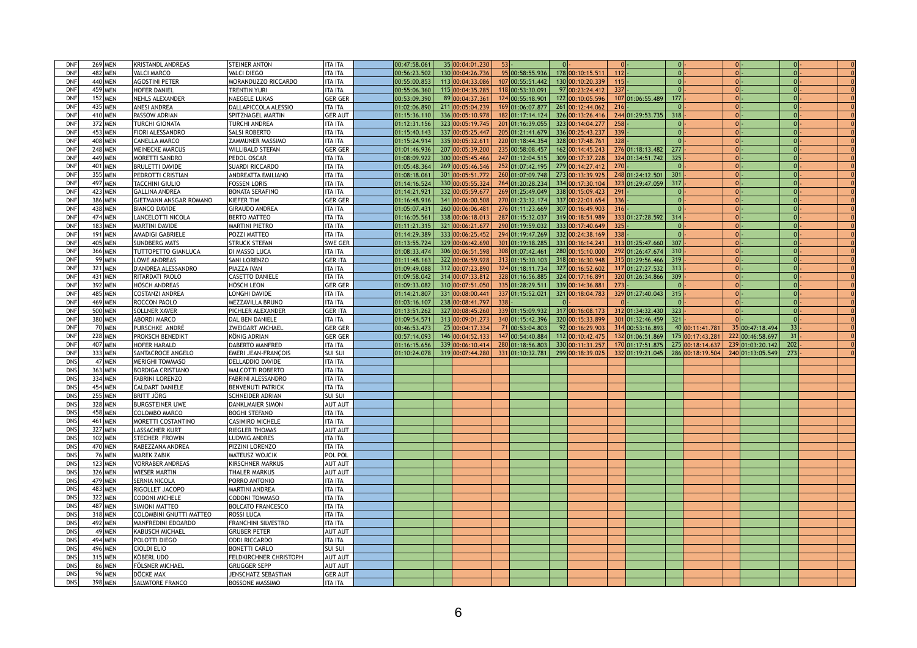| | | | | | | | | | | | | | | | | | | | | | | | |
|---|---|---|---|---|---|---|---|---|---|---|---|---|---|---|---|---|---|---|---|---|---|---|---|
| DNF | 269 | MEN | KRISTANDL ANDREAS | STEINER ANTON | ITA ITA | | 00:47:58.061 | 35 | 00:04:01.230 | 53 | - | 0 | - | 0 | - | 0 | - | 0 | - | 0 | - | | 0 |
| DNF | 482 | MEN | VALCI MARCO | VALCI DIEGO | ITA ITA | | 00:56:23.502 | 130 | 00:04:26.736 | 95 | 00:58:55.936 | 178 | 00:10:15.511 | 112 | - | 0 | - | 0 | - | 0 | - | | 0 |
| DNF | 440 | MEN | AGOSTINI PETER | MORANDUZZO RICCARDO | ITA ITA | | 00:55:00.853 | 113 | 00:04:33.086 | 107 | 00:55:51.442 | 130 | 00:10:20.339 | 115 | - | 0 | - | 0 | - | 0 | - | | 0 |
| DNF | 459 | MEN | HOFER DANIEL | TRENTIN YURI | ITA ITA | | 00:55:06.360 | 115 | 00:04:35.285 | 118 | 00:53:30.091 | 97 | 00:23:24.412 | 337 | - | 0 | - | 0 | - | 0 | - | | 0 |
| DNF | 152 | MEN | NEHLS ALEXANDER | NAEGELE LUKAS | GER GER | | 00:53:09.390 | 89 | 00:04:37.361 | 124 | 00:55:18.901 | 122 | 00:10:05.596 | 107 | 01:06:55.489 | 177 | - | 0 | - | 0 | - | | 0 |
| DNF | 435 | MEN | ANESI ANDREA | DALLAPICCOLA ALESSIO | ITA ITA | | 01:02:06.890 | 211 | 00:05:04.239 | 169 | 01:06:07.877 | 261 | 00:12:44.062 | 216 | - | 0 | - | 0 | - | 0 | - | | 0 |
| DNF | 410 | MEN | PASSOW ADRIAN | SPITZNAGEL MARTIN | GER AUT | | 01:15:36.110 | 336 | 00:05:10.978 | 182 | 01:17:14.124 | 326 | 00:13:26.416 | 244 | 01:29:53.735 | 318 | - | 0 | - | 0 | - | | 0 |
| DNF | 372 | MEN | TURCHI GIONATA | TURCHI ANDREA | ITA ITA | | 01:12:31.156 | 323 | 00:05:19.745 | 201 | 01:16:39.055 | 323 | 00:14:04.277 | 258 | - | 0 | - | 0 | - | 0 | - | | 0 |
| DNF | 453 | MEN | FIORI ALESSANDRO | SALSI ROBERTO | ITA ITA | | 01:15:40.143 | 337 | 00:05:25.447 | 205 | 01:21:41.679 | 336 | 00:25:43.237 | 339 | - | 0 | - | 0 | - | 0 | - | | 0 |
| DNF | 408 | MEN | CANELLA MARCO | ZAMMUNER MASSIMO | ITA ITA | | 01:15:24.914 | 335 | 00:05:32.611 | 220 | 01:18:44.354 | 328 | 00:17:48.761 | 328 | - | 0 | - | 0 | - | 0 | - | | 0 |
| DNF | 248 | MEN | MEINECKE MARCUS | WILLIBALD STEFAN | GER GER | | 01:01:46.936 | 207 | 00:05:39.200 | 235 | 00:58:08.457 | 162 | 00:14:45.243 | 276 | 01:18:13.482 | 277 | - | 0 | - | 0 | - | | 0 |
| DNF | 449 | MEN | MORETTI SANDRO | PEDOL OSCAR | ITA ITA | | 01:08:09.922 | 300 | 00:05:45.466 | 247 | 01:12:04.515 | 309 | 00:17:37.228 | 324 | 01:34:51.742 | 325 | - | 0 | - | 0 | - | | 0 |
| DNF | 401 | MEN | BRULETTI DAVIDE | SUARDI RICCARDO | ITA ITA | | 01:05:48.364 | 269 | 00:05:46.546 | 252 | 01:07:42.195 | 279 | 00:14:27.412 | 270 | - | 0 | - | 0 | - | 0 | - | | 0 |
| DNF | 355 | MEN | PEDROTTI CRISTIAN | ANDREATTA EMILIANO | ITA ITA | | 01:08:18.061 | 301 | 00:05:51.772 | 260 | 01:07:09.748 | 273 | 00:13:39.925 | 248 | 01:24:12.501 | 301 | - | 0 | - | 0 | - | | 0 |
| DNF | 497 | MEN | TACCHINI GIULIO | FOSSEN LORIS | ITA ITA | | 01:14:16.524 | 330 | 00:05:55.324 | 264 | 01:20:28.234 | 334 | 00:17:30.104 | 323 | 01:29:47.059 | 317 | - | 0 | - | 0 | - | | 0 |
| DNF | 423 | MEN | GALLINA ANDREA | BONATA SERAFINO | ITA ITA | | 01:14:21.921 | 332 | 00:05:59.677 | 269 | 01:25:49.049 | 338 | 00:15:09.423 | 291 | - | 0 | - | 0 | - | 0 | - | | 0 |
| DNF | 386 | MEN | GIETMANN ANSGAR ROMANO | KIEFER TIM | GER GER | | 01:16:48.916 | 341 | 00:06:00.508 | 270 | 01:23:32.174 | 337 | 00:22:01.654 | 336 | - | 0 | - | 0 | - | 0 | - | | 0 |
| DNF | 438 | MEN | BIANCO DAVIDE | GIRAUDO ANDREA | ITA ITA | | 01:05:07.431 | 260 | 00:06:06.481 | 276 | 01:11:23.669 | 307 | 00:16:49.903 | 316 | - | 0 | - | 0 | - | 0 | - | | 0 |
| DNF | 474 | MEN | LANCELOTTI NICOLA | BERTO MATTEO | ITA ITA | | 01:16:05.561 | 338 | 00:06:18.013 | 287 | 01:15:32.037 | 319 | 00:18:51.989 | 333 | 01:27:28.592 | 314 | - | 0 | - | 0 | - | | 0 |
| DNF | 183 | MEN | MARTINI DAVIDE | MARTINI PIETRO | ITA ITA | | 01:11:21.315 | 321 | 00:06:21.677 | 290 | 01:19:59.032 | 333 | 00:17:40.649 | 325 | - | 0 | - | 0 | - | 0 | - | | 0 |
| DNF | 191 | MEN | AMADIGI GABRIELE | POZZI MATTEO | ITA ITA | | 01:14:29.389 | 333 | 00:06:25.452 | 294 | 01:19:47.269 | 332 | 00:24:38.169 | 338 | - | 0 | - | 0 | - | 0 | - | | 0 |
| DNF | 405 | MEN | SUNDBERG MATS | STRUCK STEFAN | SWE GER | | 01:13:55.724 | 329 | 00:06:42.690 | 301 | 01:19:18.285 | 331 | 00:16:14.241 | 313 | 01:25:47.660 | 307 | - | 0 | - | 0 | - | | 0 |
| DNF | 366 | MEN | TUTTOPETTO GIANLUCA | DI MASSO LUCA | ITA ITA | | 01:08:33.474 | 306 | 00:06:51.598 | 308 | 01:07:42.461 | 280 | 00:15:10.000 | 292 | 01:26:47.674 | 310 | - | 0 | - | 0 | - | | 0 |
| DNF | 99 | MEN | LÖWE ANDREAS | SANI LORENZO | GER ITA | | 01:11:48.163 | 322 | 00:06:59.928 | 313 | 01:15:30.103 | 318 | 00:16:30.948 | 315 | 01:29:56.466 | 319 | - | 0 | - | 0 | - | | 0 |
| DNF | 321 | MEN | D'ANDREA ALESSANDRO | PIAZZA IVAN | ITA ITA | | 01:09:49.088 | 312 | 00:07:23.890 | 324 | 01:18:11.734 | 327 | 00:16:52.602 | 317 | 01:27:27.532 | 313 | - | 0 | - | 0 | - | | 0 |
| DNF | 431 | MEN | RITARDATI PAOLO | CASETTO DANIELE | ITA ITA | | 01:09:58.042 | 314 | 00:07:33.812 | 328 | 01:16:56.885 | 324 | 00:17:16.891 | 320 | 01:26:34.866 | 309 | - | 0 | - | 0 | - | | 0 |
| DNF | 392 | MEN | HÖSCH ANDREAS | HÖSCH LEON | GER GER | | 01:09:33.082 | 310 | 00:07:51.050 | 335 | 01:28:29.511 | 339 | 00:14:36.881 | 273 | - | 0 | - | 0 | - | 0 | - | | 0 |
| DNF | 485 | MEN | COSTANZI ANDREA | LONGHI DAVIDE | ITA ITA | | 01:14:21.807 | 331 | 00:08:00.441 | 337 | 01:15:52.021 | 321 | 00:18:04.783 | 329 | 01:27:40.043 | 315 | - | 0 | - | 0 | - | | 0 |
| DNF | 469 | MEN | ROCCON PAOLO | MEZZAVILLA BRUNO | ITA ITA | | 01:03:16.107 | 238 | 00:08:41.797 | 338 | - | 0 | - | 0 | - | 0 | - | 0 | - | 0 | - | | 0 |
| DNF | 500 | MEN | SÖLLNER XAVER | PICHLER ALEXANDER | GER ITA | | 01:13:51.262 | 327 | 00:08:45.260 | 339 | 01:15:09.932 | 317 | 00:16:08.173 | 312 | 01:34:32.430 | 323 | - | 0 | - | 0 | - | | 0 |
| DNF | 380 | MEN | ABORDI MARCO | DAL BEN DANIELE | ITA ITA | | 01:09:54.571 | 313 | 00:09:01.273 | 340 | 01:15:42.396 | 320 | 00:15:33.899 | 301 | 01:32:46.459 | 321 | - | 0 | - | 0 | - | | 0 |
| DNF | 70 | MEN | PURSCHKE ANDRÉ | ZWEIGART MICHAEL | GER GER | | 00:46:53.473 | 25 | 00:04:17.334 | 71 | 00:53:04.803 | 92 | 00:16:29.903 | 314 | 00:53:16.893 | 40 | 00:11:41.781 | 35 | 00:47:18.494 | 33 | - | | 0 |
| DNF | 228 | MEN | PROKSCH BENEDIKT | KÖNIG ADRIAN | GER GER | | 00:57:14.093 | 146 | 00:04:52.133 | 147 | 00:54:40.884 | 112 | 00:10:42.475 | 132 | 01:06:51.869 | 175 | 00:17:43.281 | 222 | 00:46:58.697 | 31 | - | | 0 |
| DNF | 407 | MEN | HOFER HARALD | DABERTO MANFRED | ITA ITA | | 01:16:15.656 | 339 | 00:06:10.414 | 280 | 01:18:56.803 | 330 | 00:11:31.257 | 170 | 01:17:51.875 | 275 | 00:18:14.637 | 239 | 01:03:20.142 | 202 | - | | 0 |
| DNF | 333 | MEN | SANTACROCE ANGELO | EMERI JEAN-FRANÇOIS | SUI SUI | | 01:10:24.078 | 319 | 00:07:44.280 | 331 | 01:10:32.781 | 299 | 00:18:39.025 | 332 | 01:19:21.045 | 286 | 00:18:19.504 | 240 | 01:13:05.549 | 273 | - | | 0 |
| DNS | 47 | MEN | MERIGHI TOMMASO | DELLADDIO DAVIDE | ITA ITA | | | | | | | | | | | | | | | | | | |
| DNS | 363 | MEN | BORDIGA CRISTIANO | MALCOTTI ROBERTO | ITA ITA | | | | | | | | | | | | | | | | | | |
| DNS | 334 | MEN | FABRINI LORENZO | FABRINI ALESSANDRO | ITA ITA | | | | | | | | | | | | | | | | | | |
| DNS | 454 | MEN | CALDART DANIELE | BENVENUTI PATRICK | ITA ITA | | | | | | | | | | | | | | | | | | |
| DNS | 255 | MEN | BRITT JÖRG | SCHNEIDER ADRIAN | SUI SUI | | | | | | | | | | | | | | | | | | |
| DNS | 328 | MEN | BURGSTEINER UWE | DANKLMAIER SIMON | AUT AUT | | | | | | | | | | | | | | | | | | |
| DNS | 458 | MEN | COLOMBO MARCO | BOGHI STEFANO | ITA ITA | | | | | | | | | | | | | | | | | | |
| DNS | 461 | MEN | MORETTI COSTANTINO | CASIMIRO MICHELE | ITA ITA | | | | | | | | | | | | | | | | | | |
| DNS | 327 | MEN | LASSACHER KURT | RIEGLER THOMAS | AUT AUT | | | | | | | | | | | | | | | | | | |
| DNS | 102 | MEN | STECHER FROWIN | LUDWIG ANDRES | ITA ITA | | | | | | | | | | | | | | | | | | |
| DNS | 470 | MEN | RABEZZANA ANDREA | PIZZINI LORENZO | ITA ITA | | | | | | | | | | | | | | | | | | |
| DNS | 76 | MEN | MAREK ZABIK | MATEUSZ WOJCIK | POL POL | | | | | | | | | | | | | | | | | | |
| DNS | 123 | MEN | VORRABER ANDREAS | KIRSCHNER MARKUS | AUT AUT | | | | | | | | | | | | | | | | | | |
| DNS | 326 | MEN | WIESER MARTIN | THALER MARKUS | AUT AUT | | | | | | | | | | | | | | | | | | |
| DNS | 479 | MEN | SERNIA NICOLA | PORRO ANTONIO | ITA ITA | | | | | | | | | | | | | | | | | | |
| DNS | 483 | MEN | RIGOLLET JACOPO | MARTINI ANDREA | ITA ITA | | | | | | | | | | | | | | | | | | |
| DNS | 322 | MEN | CODONI MICHELE | CODONI TOMMASO | ITA ITA | | | | | | | | | | | | | | | | | | |
| DNS | 487 | MEN | SIMIONI MATTEO | BOLCATO FRANCESCO | ITA ITA | | | | | | | | | | | | | | | | | | |
| DNS | 318 | MEN | COLOMBINI GNUTTI MATTEO | ROSSI LUCA | ITA ITA | | | | | | | | | | | | | | | | | | |
| DNS | 492 | MEN | MANFREDINI EDOARDO | FRANCHINI SILVESTRO | ITA ITA | | | | | | | | | | | | | | | | | | |
| DNS | 49 | MEN | KABUSCH MICHAEL | GRUBER PETER | AUT AUT | | | | | | | | | | | | | | | | | | |
| DNS | 494 | MEN | POLOTTI DIEGO | ODDI RICCARDO | ITA ITA | | | | | | | | | | | | | | | | | | |
| DNS | 496 | MEN | CIOLDI ELIO | BONETTI CARLO | SUI SUI | | | | | | | | | | | | | | | | | | |
| DNS | 315 | MEN | KÖBERL UDO | FELDKIRCHNER CHRISTOPH | AUT AUT | | | | | | | | | | | | | | | | | | |
| DNS | 86 | MEN | FÖLSNER MICHAEL | GRUGGER SEPP | AUT AUT | | | | | | | | | | | | | | | | | | |
| DNS | 96 | MEN | DÖCKE MAX | JENSCHATZ SEBASTIAN | GER AUT | | | | | | | | | | | | | | | | | | |
| DNS | 398 | MEN | SALVATORE FRANCO | BOSSONE MASSIMO | ITA ITA | | | | | | | | | | | | | | | | | | |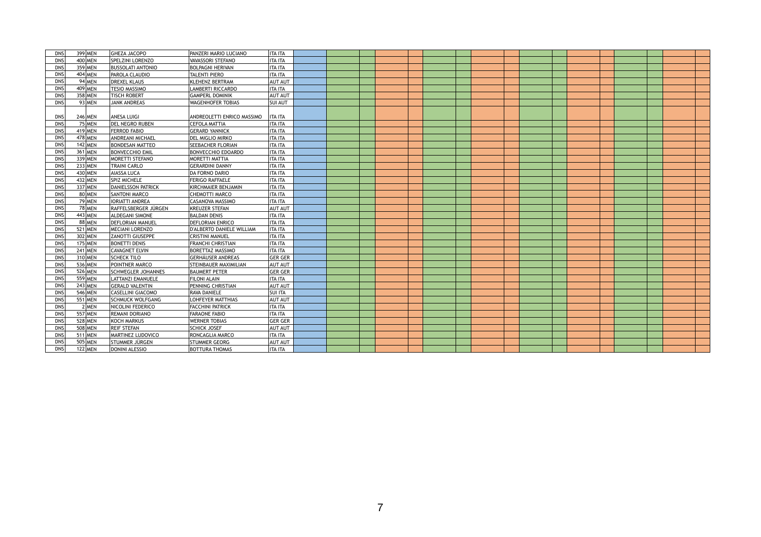| | | | | | | | | | | | | | | | | | | | | | | | | | |
|---|---|---|---|---|---|---|---|---|---|---|---|---|---|---|---|---|---|---|---|---|---|---|---|---|---|
| DNS | 399 | MEN | GHEZA JACOPO | PANZERI MARIO LUCIANO | ITA ITA | | | | | | | | | | | | | | | | | | | | |
| DNS | 400 | MEN | SPELZINI LORENZO | VAVASSORI STEFANO | ITA ITA | | | | | | | | | | | | | | | | | | | | |
| DNS | 359 | MEN | BUSSOLATI ANTONIO | BOLPAGNI HERIVAN | ITA ITA | | | | | | | | | | | | | | | | | | | | |
| DNS | 404 | MEN | PAROLA CLAUDIO | TALENTI PIERO | ITA ITA | | | | | | | | | | | | | | | | | | | | |
| DNS | 94 | MEN | DREXEL KLAUS | KLEHENZ BERTRAM | AUT AUT | | | | | | | | | | | | | | | | | | | | |
| DNS | 409 | MEN | TESIO MASSIMO | LAMBERTI RICCARDO | ITA ITA | | | | | | | | | | | | | | | | | | | | |
| DNS | 358 | MEN | TISCH ROBERT | GAMPERL DOMINIK | AUT AUT | | | | | | | | | | | | | | | | | | | | |
| DNS | 93 | MEN | JANK ANDREAS | WAGENHOFER TOBIAS | SUI AUT | | | | | | | | | | | | | | | | | | | | |
| DNS | 246 | MEN | ANESA LUIGI | ANDREOLETTI ENRICO MASSIMO | ITA ITA | | | | | | | | | | | | | | | | | | | | |
| DNS | 75 | MEN | DEL NEGRO RUBEN | CEFOLA MATTIA | ITA ITA | | | | | | | | | | | | | | | | | | | | |
| DNS | 419 | MEN | FERROD FABIO | GERARD YANNICK | ITA ITA | | | | | | | | | | | | | | | | | | | | |
| DNS | 478 | MEN | ANDREANI MICHAEL | DEL MIGLIO MIRKO | ITA ITA | | | | | | | | | | | | | | | | | | | | |
| DNS | 142 | MEN | BONDESAN MATTEO | SEEBACHER FLORIAN | ITA ITA | | | | | | | | | | | | | | | | | | | | |
| DNS | 361 | MEN | BONVECCHIO EMIL | BONVECCHIO EDOARDO | ITA ITA | | | | | | | | | | | | | | | | | | | | |
| DNS | 339 | MEN | MORETTI STEFANO | MORETTI MATTIA | ITA ITA | | | | | | | | | | | | | | | | | | | | |
| DNS | 233 | MEN | TRAINI CARLO | GERARDINI DANNY | ITA ITA | | | | | | | | | | | | | | | | | | | | |
| DNS | 430 | MEN | AIASSA LUCA | DA FORNO DARIO | ITA ITA | | | | | | | | | | | | | | | | | | | | |
| DNS | 432 | MEN | SPIZ MICHELE | FERIGO RAFFAELE | ITA ITA | | | | | | | | | | | | | | | | | | | | |
| DNS | 337 | MEN | DANIELSSON PATRICK | KIRCHMAIER BENJAMIN | ITA ITA | | | | | | | | | | | | | | | | | | | | |
| DNS | 80 | MEN | SANTONI MARCO | CHEMOTTI MARCO | ITA ITA | | | | | | | | | | | | | | | | | | | | |
| DNS | 79 | MEN | IORIATTI ANDREA | CASANOVA MASSIMO | ITA ITA | | | | | | | | | | | | | | | | | | | | |
| DNS | 78 | MEN | RAFFELSBERGER JÜRGEN | KREUZER STEFAN | AUT AUT | | | | | | | | | | | | | | | | | | | | |
| DNS | 443 | MEN | ALDEGANI SIMONE | BALDAN DENIS | ITA ITA | | | | | | | | | | | | | | | | | | | | |
| DNS | 88 | MEN | DEFLORIAN MANUEL | DEFLORIAN ENRICO | ITA ITA | | | | | | | | | | | | | | | | | | | | |
| DNS | 521 | MEN | MECIANI LORENZO | D'ALBERTO DANIELE WILLIAM | ITA ITA | | | | | | | | | | | | | | | | | | | | |
| DNS | 302 | MEN | ZANOTTI GIUSEPPE | CRISTINI MANUEL | ITA ITA | | | | | | | | | | | | | | | | | | | | |
| DNS | 175 | MEN | BONETTI DENIS | FRANCHI CHRISTIAN | ITA ITA | | | | | | | | | | | | | | | | | | | | |
| DNS | 241 | MEN | CAVAGNET ELVIN | BORETTAZ MASSIMO | ITA ITA | | | | | | | | | | | | | | | | | | | | |
| DNS | 310 | MEN | SCHECK TILO | GERHÄUSER ANDREAS | GER GER | | | | | | | | | | | | | | | | | | | | |
| DNS | 536 | MEN | POINTNER MARCO | STEINBAUER MAXIMILIAN | AUT AUT | | | | | | | | | | | | | | | | | | | | |
| DNS | 526 | MEN | SCHWEGLER JOHANNES | BAUMERT PETER | GER GER | | | | | | | | | | | | | | | | | | | | |
| DNS | 559 | MEN | LATTANZI EMANUELE | FILONI ALAIN | ITA ITA | | | | | | | | | | | | | | | | | | | | |
| DNS | 243 | MEN | GERALD VALENTIN | PENNING CHRISTIAN | AUT AUT | | | | | | | | | | | | | | | | | | | | |
| DNS | 546 | MEN | CASELLINI GIACOMO | RAVA DANIELE | SUI ITA | | | | | | | | | | | | | | | | | | | | |
| DNS | 551 | MEN | SCHMUCK WOLFGANG | LOHFEYER MATTHIAS | AUT AUT | | | | | | | | | | | | | | | | | | | | |
| DNS | 2 | MEN | NICOLINI FEDERICO | FACCHINI PATRICK | ITA ITA | | | | | | | | | | | | | | | | | | | | |
| DNS | 557 | MEN | REMANI DORIANO | FARAONE FABIO | ITA ITA | | | | | | | | | | | | | | | | | | | | |
| DNS | 528 | MEN | KOCH MARKUS | WERNER TOBIAS | GER GER | | | | | | | | | | | | | | | | | | | | |
| DNS | 508 | MEN | REIF STEFAN | SCHICK JOSEF | AUT AUT | | | | | | | | | | | | | | | | | | | | |
| DNS | 511 | MEN | MARTINEZ LUDOVICO | RONCAGLIA MARCO | ITA ITA | | | | | | | | | | | | | | | | | | | | |
| DNS | 505 | MEN | STUMMER JÜRGEN | STUMMER GEORG | AUT AUT | | | | | | | | | | | | | | | | | | | | |
| DNS | 122 | MEN | DONINI ALESSIO | BOTTURA THOMAS | ITA ITA | | | | | | | | | | | | | | | | | | | | |